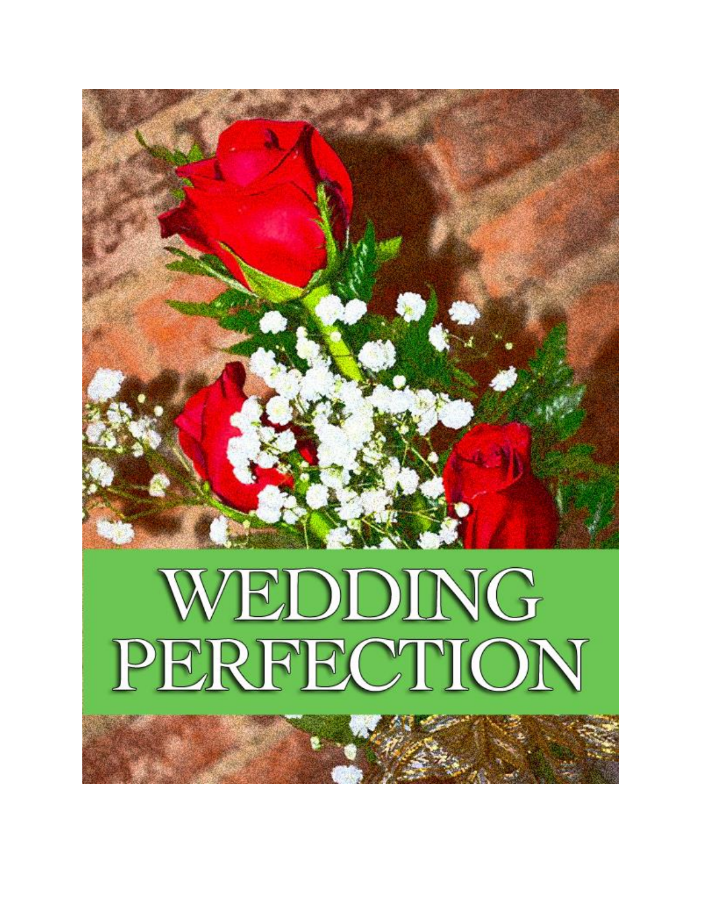# WEDDING PERFECTION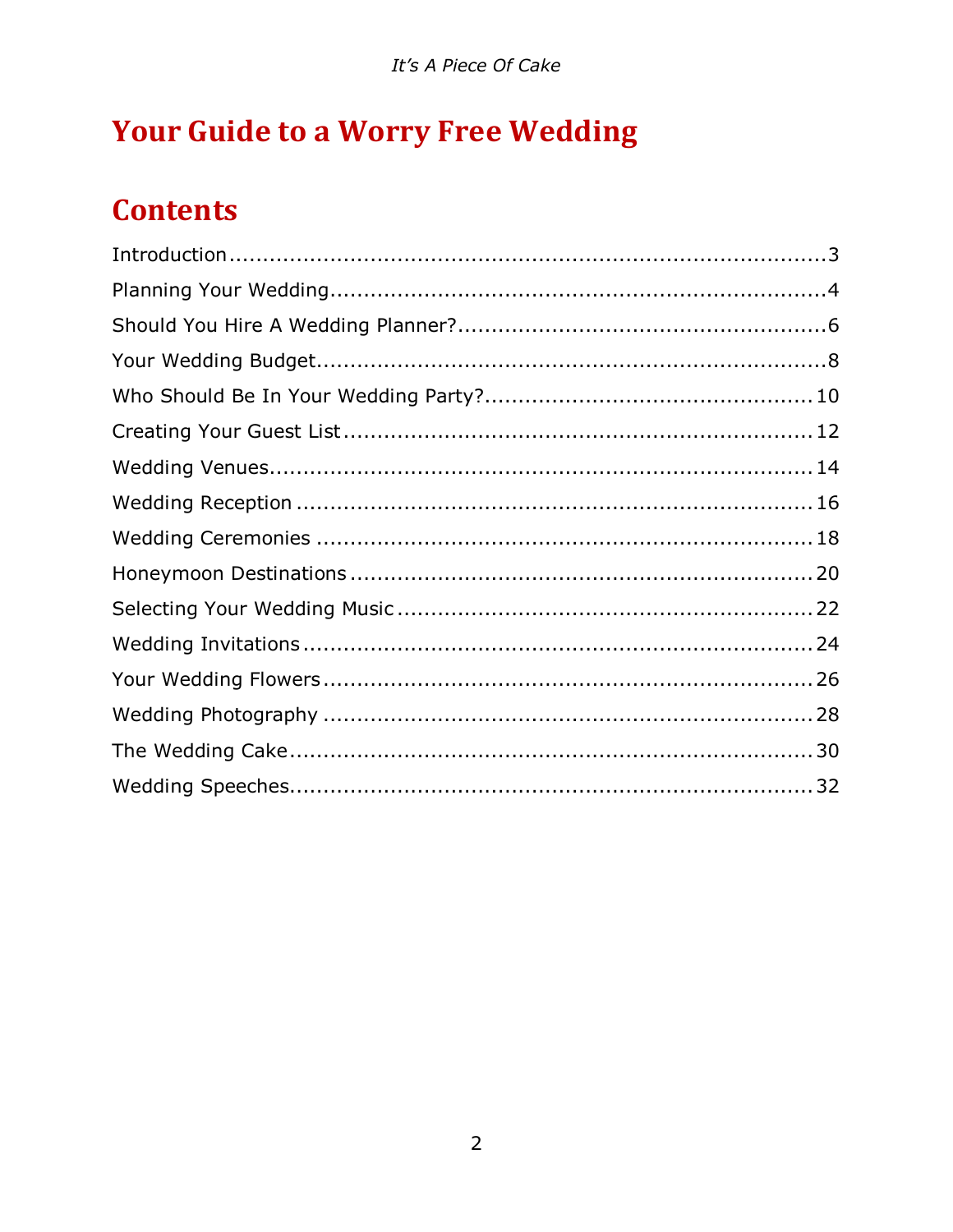# Your Guide to a Worry Free Wedding

## Contents

Introduction....3
Planning Your Wedding....4
Should You Hire A Wedding Planner?....6
Your Wedding Budget....8
Who Should Be In Your Wedding Party?....10
Creating Your Guest List....12
Wedding Venues....14
Wedding Reception....16
Wedding Ceremonies....18
Honeymoon Destinations....20
Selecting Your Wedding Music....22
Wedding Invitations....24
Your Wedding Flowers....26
Wedding Photography....28
The Wedding Cake....30
Wedding Speeches....32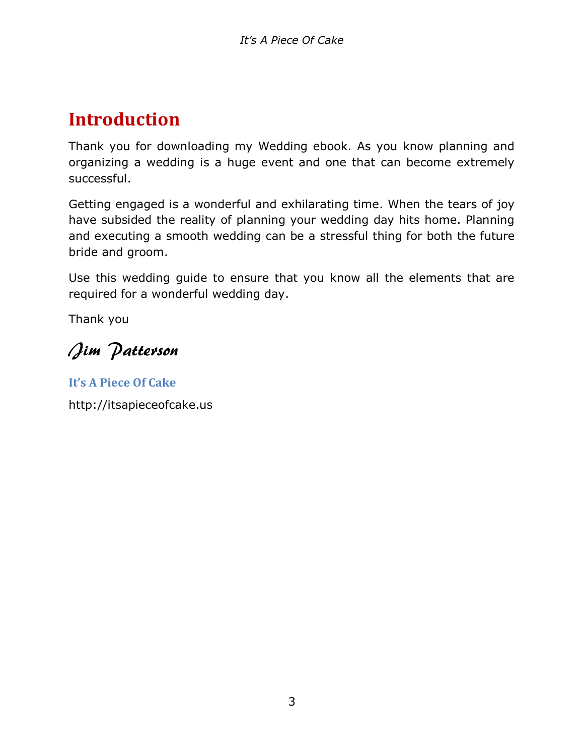# Introduction

Thank you for downloading my Wedding ebook. As you know planning and organizing a wedding is a huge event and one that can become extremely successful.

Getting engaged is a wonderful and exhilarating time. When the tears of joy have subsided the reality of planning your wedding day hits home. Planning and executing a smooth wedding can be a stressful thing for both the future bride and groom.

Use this wedding guide to ensure that you know all the elements that are required for a wonderful wedding day.

Thank you

*Jim Patterson*

**It's A Piece Of Cake**

http://itsapieceofcake.us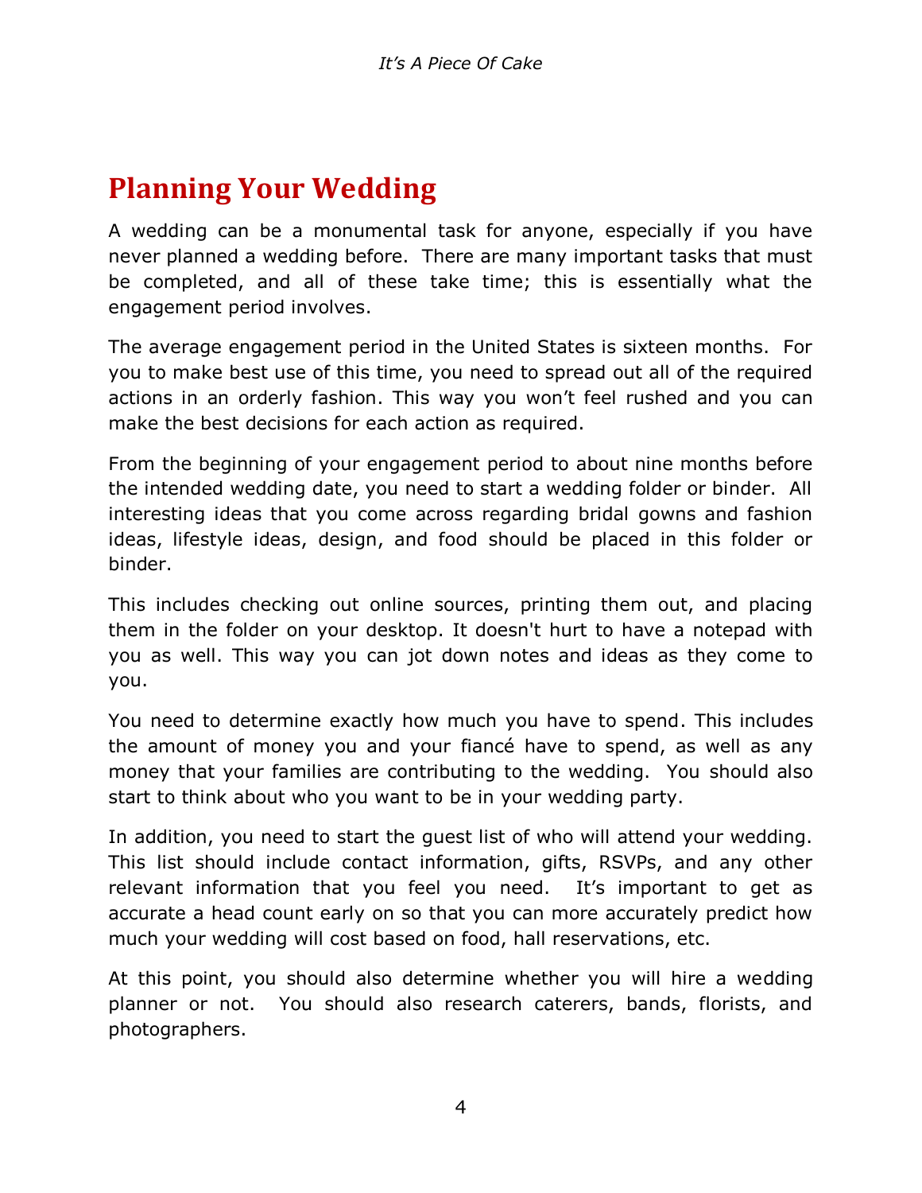# Planning Your Wedding

A wedding can be a monumental task for anyone, especially if you have never planned a wedding before. There are many important tasks that must be completed, and all of these take time; this is essentially what the engagement period involves.

The average engagement period in the United States is sixteen months. For you to make best use of this time, you need to spread out all of the required actions in an orderly fashion. This way you won't feel rushed and you can make the best decisions for each action as required.

From the beginning of your engagement period to about nine months before the intended wedding date, you need to start a wedding folder or binder. All interesting ideas that you come across regarding bridal gowns and fashion ideas, lifestyle ideas, design, and food should be placed in this folder or binder.

This includes checking out online sources, printing them out, and placing them in the folder on your desktop. It doesn't hurt to have a notepad with you as well. This way you can jot down notes and ideas as they come to you.

You need to determine exactly how much you have to spend. This includes the amount of money you and your fiancé have to spend, as well as any money that your families are contributing to the wedding. You should also start to think about who you want to be in your wedding party.

In addition, you need to start the guest list of who will attend your wedding. This list should include contact information, gifts, RSVPs, and any other relevant information that you feel you need. It's important to get as accurate a head count early on so that you can more accurately predict how much your wedding will cost based on food, hall reservations, etc.

At this point, you should also determine whether you will hire a wedding planner or not. You should also research caterers, bands, florists, and photographers.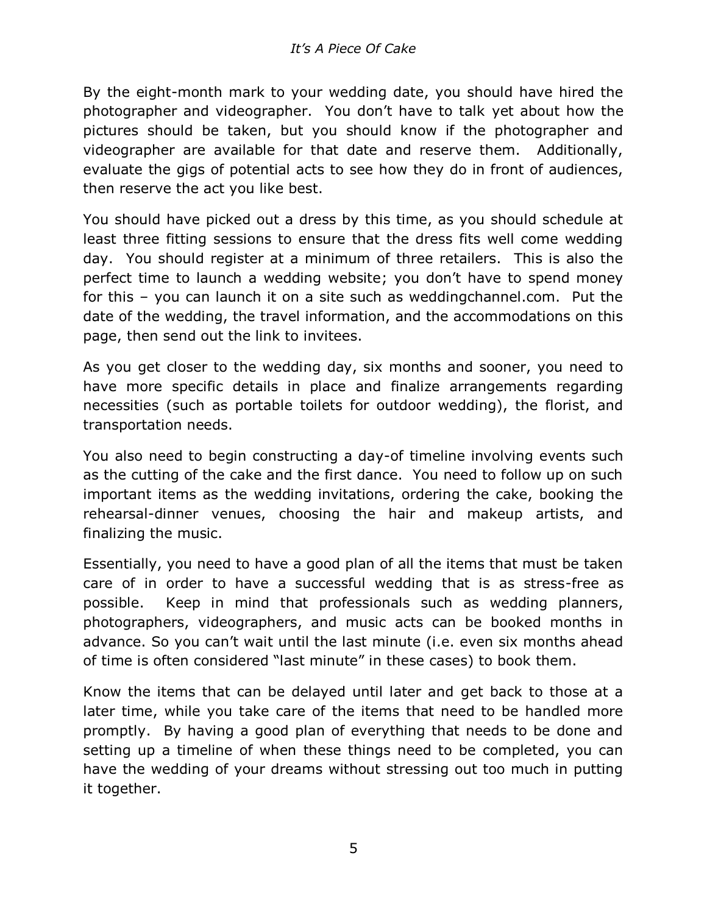By the eight-month mark to your wedding date, you should have hired the photographer and videographer. You don't have to talk yet about how the pictures should be taken, but you should know if the photographer and videographer are available for that date and reserve them. Additionally, evaluate the gigs of potential acts to see how they do in front of audiences, then reserve the act you like best.

You should have picked out a dress by this time, as you should schedule at least three fitting sessions to ensure that the dress fits well come wedding day. You should register at a minimum of three retailers. This is also the perfect time to launch a wedding website; you don't have to spend money for this – you can launch it on a site such as weddingchannel.com. Put the date of the wedding, the travel information, and the accommodations on this page, then send out the link to invitees.

As you get closer to the wedding day, six months and sooner, you need to have more specific details in place and finalize arrangements regarding necessities (such as portable toilets for outdoor wedding), the florist, and transportation needs.

You also need to begin constructing a day-of timeline involving events such as the cutting of the cake and the first dance. You need to follow up on such important items as the wedding invitations, ordering the cake, booking the rehearsal-dinner venues, choosing the hair and makeup artists, and finalizing the music.

Essentially, you need to have a good plan of all the items that must be taken care of in order to have a successful wedding that is as stress-free as possible. Keep in mind that professionals such as wedding planners, photographers, videographers, and music acts can be booked months in advance. So you can't wait until the last minute (i.e. even six months ahead of time is often considered "last minute" in these cases) to book them.

Know the items that can be delayed until later and get back to those at a later time, while you take care of the items that need to be handled more promptly. By having a good plan of everything that needs to be done and setting up a timeline of when these things need to be completed, you can have the wedding of your dreams without stressing out too much in putting it together.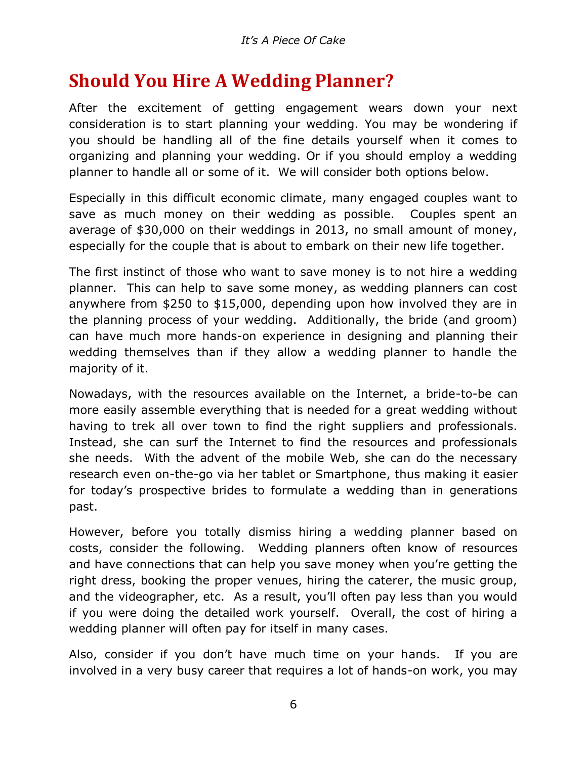## Should You Hire A Wedding Planner?

After the excitement of getting engagement wears down your next consideration is to start planning your wedding. You may be wondering if you should be handling all of the fine details yourself when it comes to organizing and planning your wedding. Or if you should employ a wedding planner to handle all or some of it. We will consider both options below.

Especially in this difficult economic climate, many engaged couples want to save as much money on their wedding as possible. Couples spent an average of $30,000 on their weddings in 2013, no small amount of money, especially for the couple that is about to embark on their new life together.

The first instinct of those who want to save money is to not hire a wedding planner. This can help to save some money, as wedding planners can cost anywhere from $250 to $15,000, depending upon how involved they are in the planning process of your wedding. Additionally, the bride (and groom) can have much more hands-on experience in designing and planning their wedding themselves than if they allow a wedding planner to handle the majority of it.

Nowadays, with the resources available on the Internet, a bride-to-be can more easily assemble everything that is needed for a great wedding without having to trek all over town to find the right suppliers and professionals. Instead, she can surf the Internet to find the resources and professionals she needs. With the advent of the mobile Web, she can do the necessary research even on-the-go via her tablet or Smartphone, thus making it easier for today's prospective brides to formulate a wedding than in generations past.

However, before you totally dismiss hiring a wedding planner based on costs, consider the following. Wedding planners often know of resources and have connections that can help you save money when you're getting the right dress, booking the proper venues, hiring the caterer, the music group, and the videographer, etc. As a result, you'll often pay less than you would if you were doing the detailed work yourself. Overall, the cost of hiring a wedding planner will often pay for itself in many cases.

Also, consider if you don't have much time on your hands. If you are involved in a very busy career that requires a lot of hands-on work, you may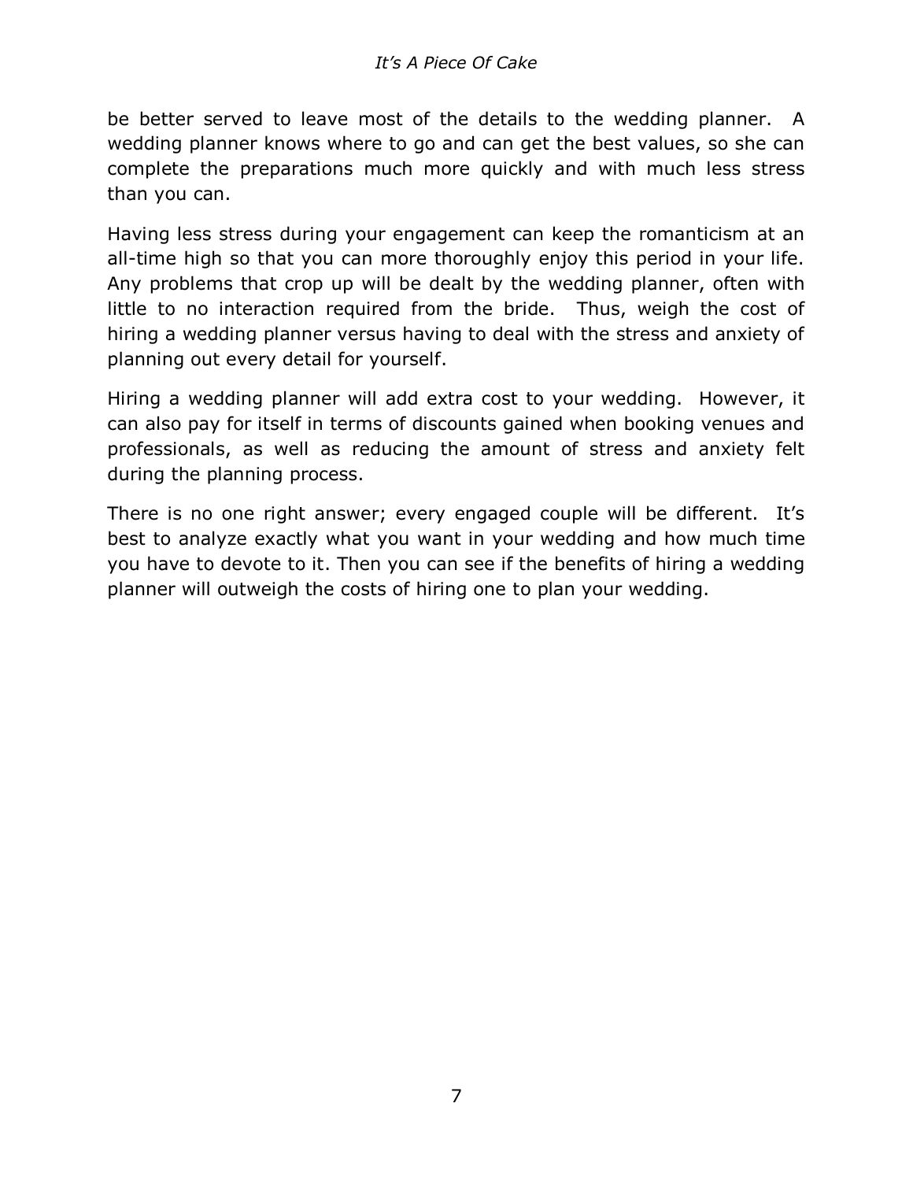be better served to leave most of the details to the wedding planner. A wedding planner knows where to go and can get the best values, so she can complete the preparations much more quickly and with much less stress than you can.

Having less stress during your engagement can keep the romanticism at an all-time high so that you can more thoroughly enjoy this period in your life. Any problems that crop up will be dealt by the wedding planner, often with little to no interaction required from the bride. Thus, weigh the cost of hiring a wedding planner versus having to deal with the stress and anxiety of planning out every detail for yourself.

Hiring a wedding planner will add extra cost to your wedding. However, it can also pay for itself in terms of discounts gained when booking venues and professionals, as well as reducing the amount of stress and anxiety felt during the planning process.

There is no one right answer; every engaged couple will be different. It's best to analyze exactly what you want in your wedding and how much time you have to devote to it. Then you can see if the benefits of hiring a wedding planner will outweigh the costs of hiring one to plan your wedding.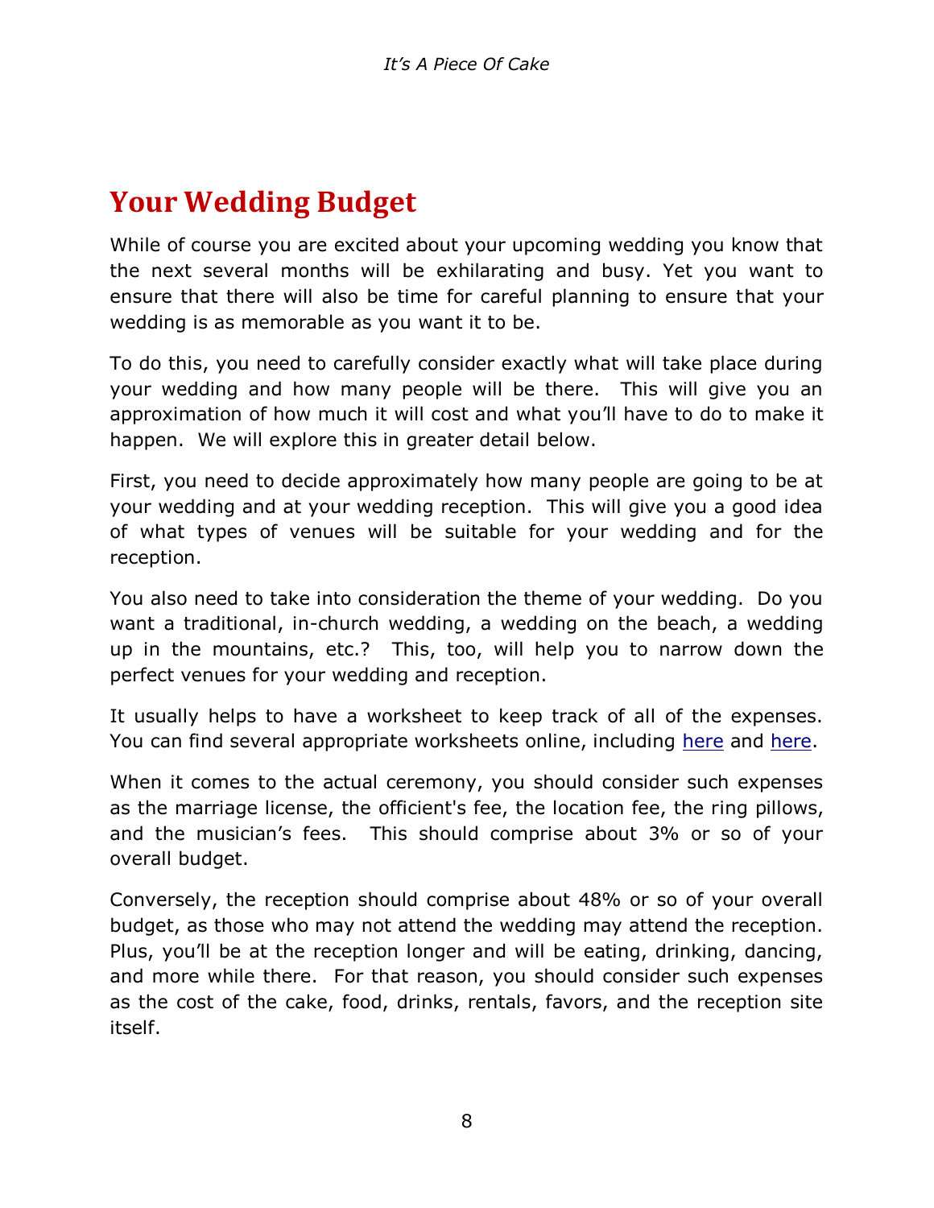# Your Wedding Budget

While of course you are excited about your upcoming wedding you know that the next several months will be exhilarating and busy. Yet you want to ensure that there will also be time for careful planning to ensure that your wedding is as memorable as you want it to be.

To do this, you need to carefully consider exactly what will take place during your wedding and how many people will be there. This will give you an approximation of how much it will cost and what you'll have to do to make it happen. We will explore this in greater detail below.

First, you need to decide approximately how many people are going to be at your wedding and at your wedding reception. This will give you a good idea of what types of venues will be suitable for your wedding and for the reception.

You also need to take into consideration the theme of your wedding. Do you want a traditional, in-church wedding, a wedding on the beach, a wedding up in the mountains, etc.? This, too, will help you to narrow down the perfect venues for your wedding and reception.

It usually helps to have a worksheet to keep track of all of the expenses. You can find several appropriate worksheets online, including here and here.

When it comes to the actual ceremony, you should consider such expenses as the marriage license, the officient's fee, the location fee, the ring pillows, and the musician's fees. This should comprise about 3% or so of your overall budget.

Conversely, the reception should comprise about 48% or so of your overall budget, as those who may not attend the wedding may attend the reception. Plus, you'll be at the reception longer and will be eating, drinking, dancing, and more while there. For that reason, you should consider such expenses as the cost of the cake, food, drinks, rentals, favors, and the reception site itself.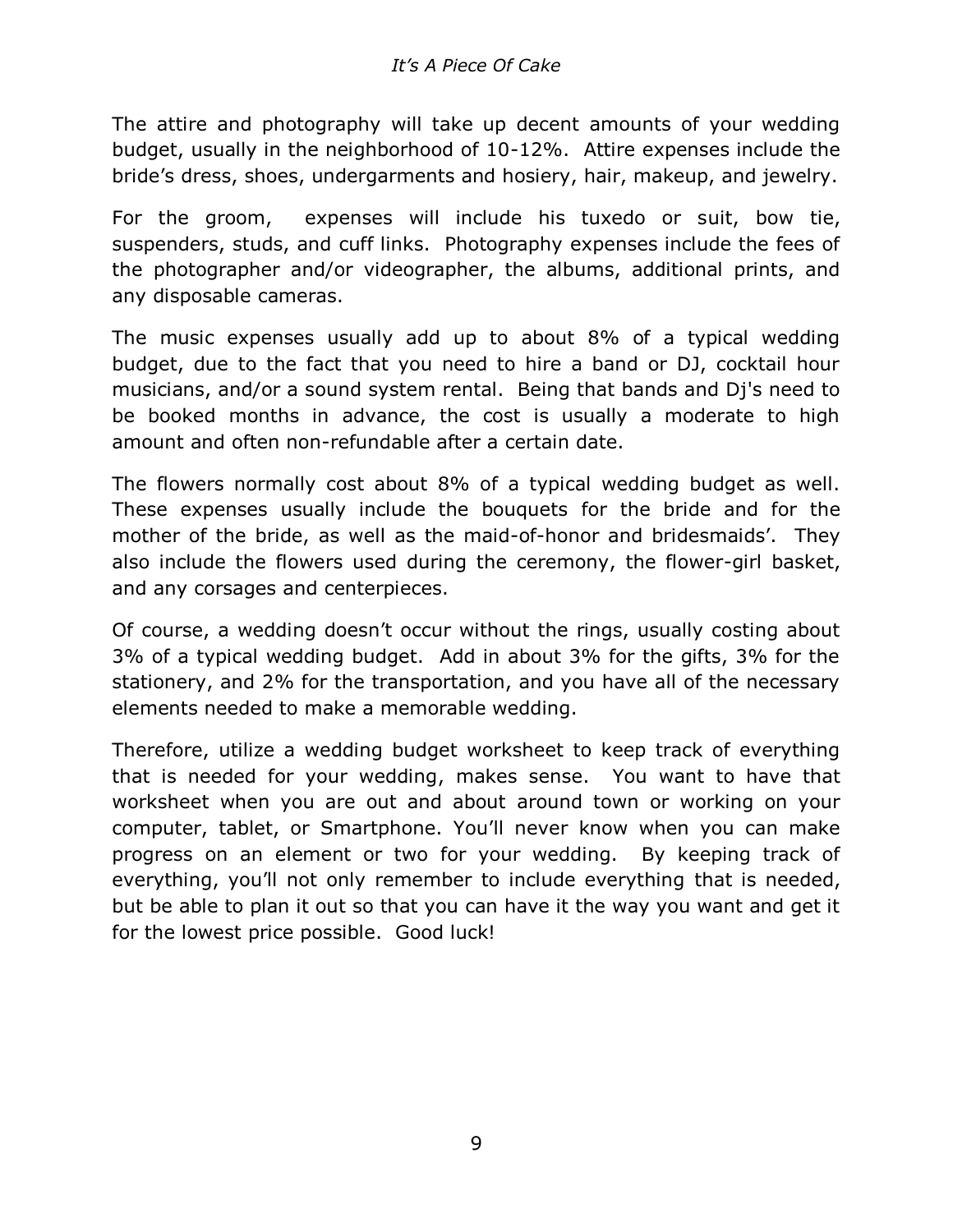The attire and photography will take up decent amounts of your wedding budget, usually in the neighborhood of 10-12%. Attire expenses include the bride's dress, shoes, undergarments and hosiery, hair, makeup, and jewelry.

For the groom, expenses will include his tuxedo or suit, bow tie, suspenders, studs, and cuff links. Photography expenses include the fees of the photographer and/or videographer, the albums, additional prints, and any disposable cameras.

The music expenses usually add up to about 8% of a typical wedding budget, due to the fact that you need to hire a band or DJ, cocktail hour musicians, and/or a sound system rental. Being that bands and Dj's need to be booked months in advance, the cost is usually a moderate to high amount and often non-refundable after a certain date.

The flowers normally cost about 8% of a typical wedding budget as well. These expenses usually include the bouquets for the bride and for the mother of the bride, as well as the maid-of-honor and bridesmaids'. They also include the flowers used during the ceremony, the flower-girl basket, and any corsages and centerpieces.

Of course, a wedding doesn't occur without the rings, usually costing about 3% of a typical wedding budget. Add in about 3% for the gifts, 3% for the stationery, and 2% for the transportation, and you have all of the necessary elements needed to make a memorable wedding.

Therefore, utilize a wedding budget worksheet to keep track of everything that is needed for your wedding, makes sense. You want to have that worksheet when you are out and about around town or working on your computer, tablet, or Smartphone. You'll never know when you can make progress on an element or two for your wedding. By keeping track of everything, you'll not only remember to include everything that is needed, but be able to plan it out so that you can have it the way you want and get it for the lowest price possible. Good luck!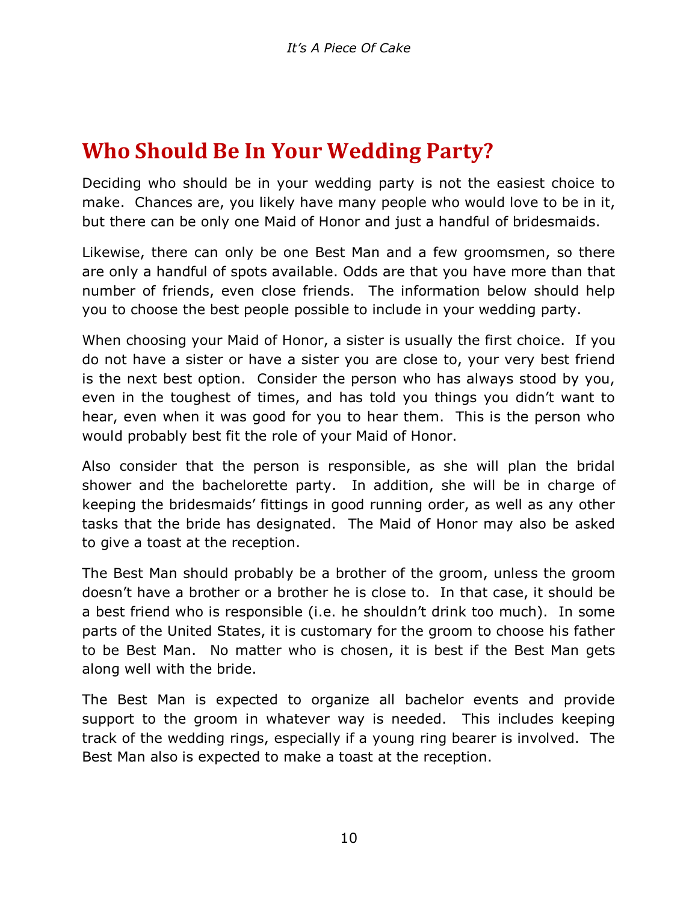# Who Should Be In Your Wedding Party?

Deciding who should be in your wedding party is not the easiest choice to make. Chances are, you likely have many people who would love to be in it, but there can be only one Maid of Honor and just a handful of bridesmaids.

Likewise, there can only be one Best Man and a few groomsmen, so there are only a handful of spots available. Odds are that you have more than that number of friends, even close friends. The information below should help you to choose the best people possible to include in your wedding party.

When choosing your Maid of Honor, a sister is usually the first choice. If you do not have a sister or have a sister you are close to, your very best friend is the next best option. Consider the person who has always stood by you, even in the toughest of times, and has told you things you didn't want to hear, even when it was good for you to hear them. This is the person who would probably best fit the role of your Maid of Honor.

Also consider that the person is responsible, as she will plan the bridal shower and the bachelorette party. In addition, she will be in charge of keeping the bridesmaids' fittings in good running order, as well as any other tasks that the bride has designated. The Maid of Honor may also be asked to give a toast at the reception.

The Best Man should probably be a brother of the groom, unless the groom doesn't have a brother or a brother he is close to. In that case, it should be a best friend who is responsible (i.e. he shouldn't drink too much). In some parts of the United States, it is customary for the groom to choose his father to be Best Man. No matter who is chosen, it is best if the Best Man gets along well with the bride.

The Best Man is expected to organize all bachelor events and provide support to the groom in whatever way is needed. This includes keeping track of the wedding rings, especially if a young ring bearer is involved. The Best Man also is expected to make a toast at the reception.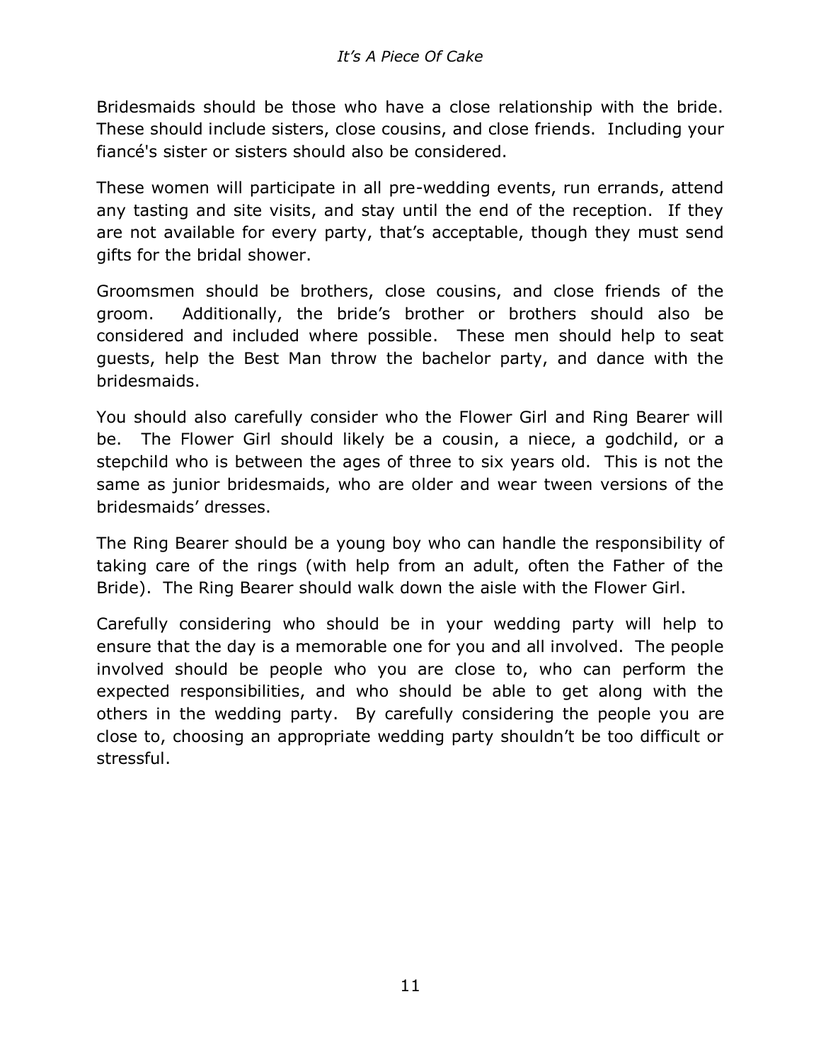Bridesmaids should be those who have a close relationship with the bride. These should include sisters, close cousins, and close friends. Including your fiancé's sister or sisters should also be considered.

These women will participate in all pre-wedding events, run errands, attend any tasting and site visits, and stay until the end of the reception. If they are not available for every party, that's acceptable, though they must send gifts for the bridal shower.

Groomsmen should be brothers, close cousins, and close friends of the groom. Additionally, the bride's brother or brothers should also be considered and included where possible. These men should help to seat guests, help the Best Man throw the bachelor party, and dance with the bridesmaids.

You should also carefully consider who the Flower Girl and Ring Bearer will be. The Flower Girl should likely be a cousin, a niece, a godchild, or a stepchild who is between the ages of three to six years old. This is not the same as junior bridesmaids, who are older and wear tween versions of the bridesmaids' dresses.

The Ring Bearer should be a young boy who can handle the responsibility of taking care of the rings (with help from an adult, often the Father of the Bride). The Ring Bearer should walk down the aisle with the Flower Girl.

Carefully considering who should be in your wedding party will help to ensure that the day is a memorable one for you and all involved. The people involved should be people who you are close to, who can perform the expected responsibilities, and who should be able to get along with the others in the wedding party. By carefully considering the people you are close to, choosing an appropriate wedding party shouldn't be too difficult or stressful.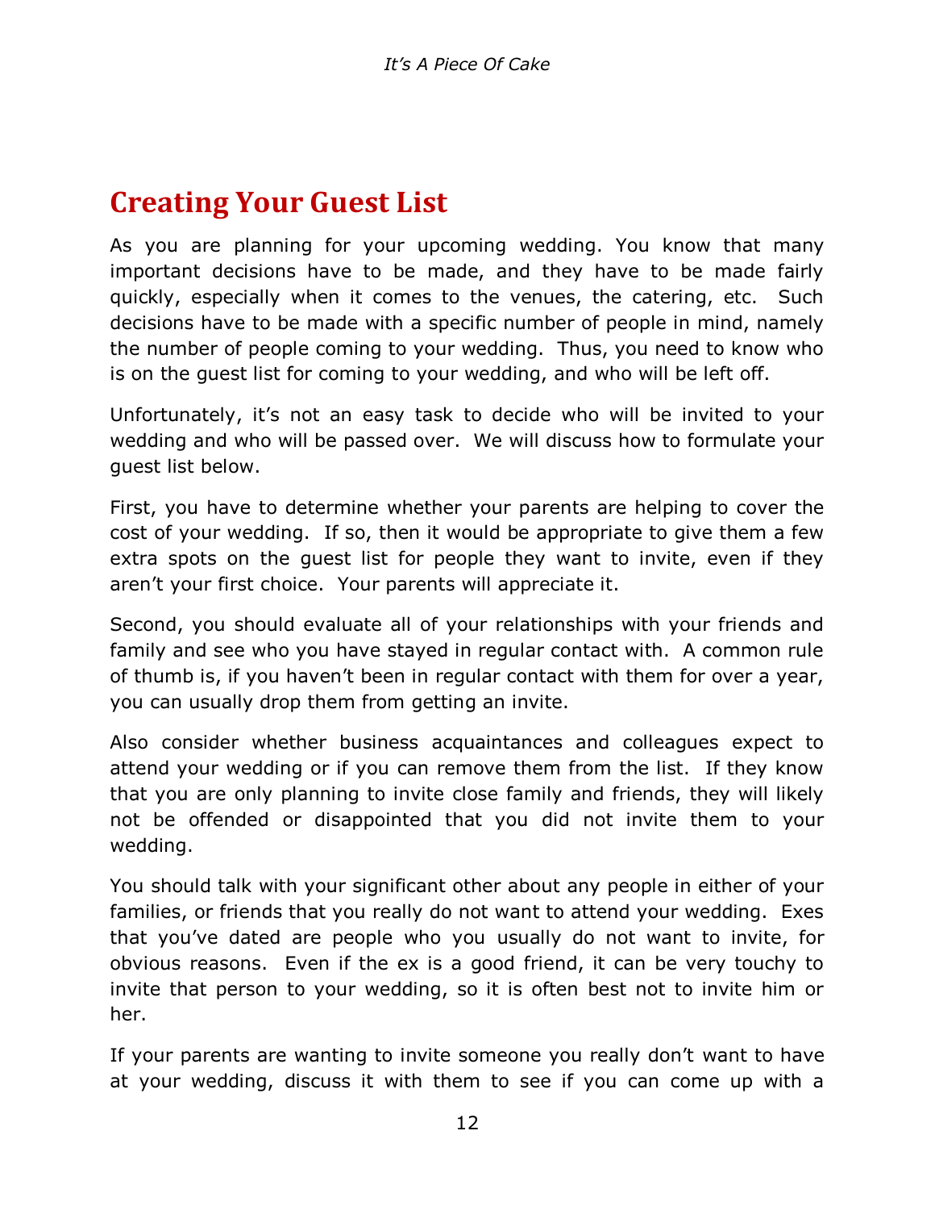## Creating Your Guest List

As you are planning for your upcoming wedding. You know that many important decisions have to be made, and they have to be made fairly quickly, especially when it comes to the venues, the catering, etc. Such decisions have to be made with a specific number of people in mind, namely the number of people coming to your wedding. Thus, you need to know who is on the guest list for coming to your wedding, and who will be left off.

Unfortunately, it's not an easy task to decide who will be invited to your wedding and who will be passed over. We will discuss how to formulate your guest list below.

First, you have to determine whether your parents are helping to cover the cost of your wedding. If so, then it would be appropriate to give them a few extra spots on the guest list for people they want to invite, even if they aren't your first choice. Your parents will appreciate it.

Second, you should evaluate all of your relationships with your friends and family and see who you have stayed in regular contact with. A common rule of thumb is, if you haven't been in regular contact with them for over a year, you can usually drop them from getting an invite.

Also consider whether business acquaintances and colleagues expect to attend your wedding or if you can remove them from the list. If they know that you are only planning to invite close family and friends, they will likely not be offended or disappointed that you did not invite them to your wedding.

You should talk with your significant other about any people in either of your families, or friends that you really do not want to attend your wedding. Exes that you've dated are people who you usually do not want to invite, for obvious reasons. Even if the ex is a good friend, it can be very touchy to invite that person to your wedding, so it is often best not to invite him or her.

If your parents are wanting to invite someone you really don't want to have at your wedding, discuss it with them to see if you can come up with a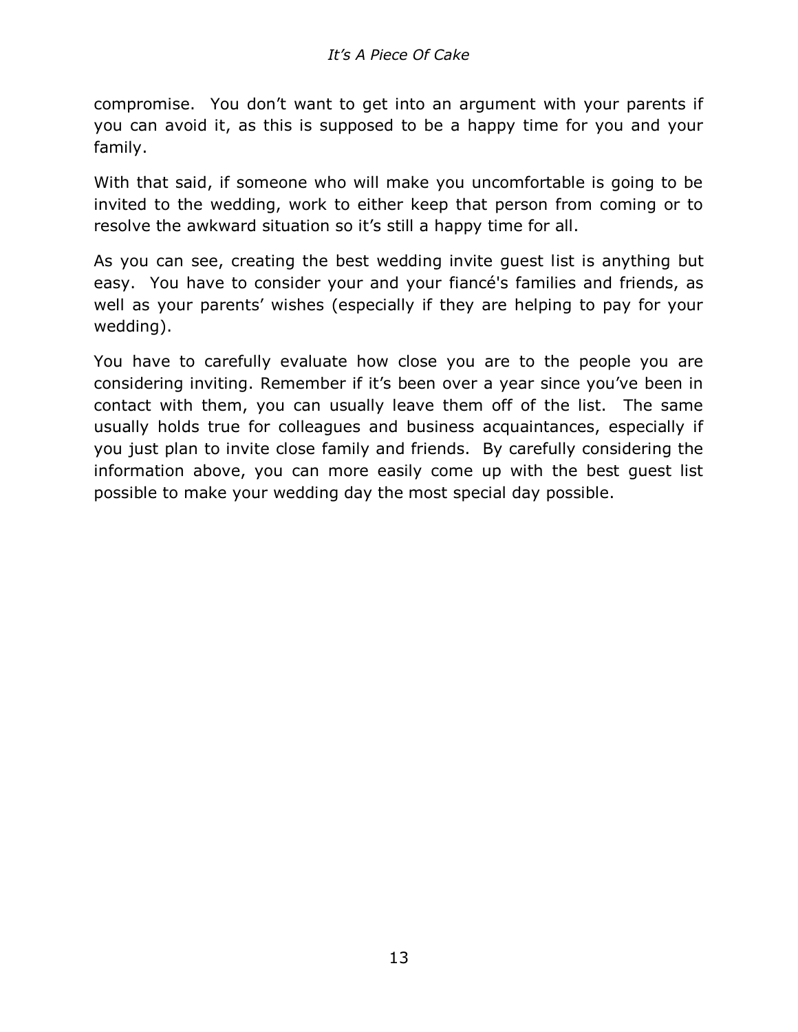compromise. You don't want to get into an argument with your parents if you can avoid it, as this is supposed to be a happy time for you and your family.

With that said, if someone who will make you uncomfortable is going to be invited to the wedding, work to either keep that person from coming or to resolve the awkward situation so it's still a happy time for all.

As you can see, creating the best wedding invite guest list is anything but easy. You have to consider your and your fiancé's families and friends, as well as your parents' wishes (especially if they are helping to pay for your wedding).

You have to carefully evaluate how close you are to the people you are considering inviting. Remember if it's been over a year since you've been in contact with them, you can usually leave them off of the list. The same usually holds true for colleagues and business acquaintances, especially if you just plan to invite close family and friends. By carefully considering the information above, you can more easily come up with the best guest list possible to make your wedding day the most special day possible.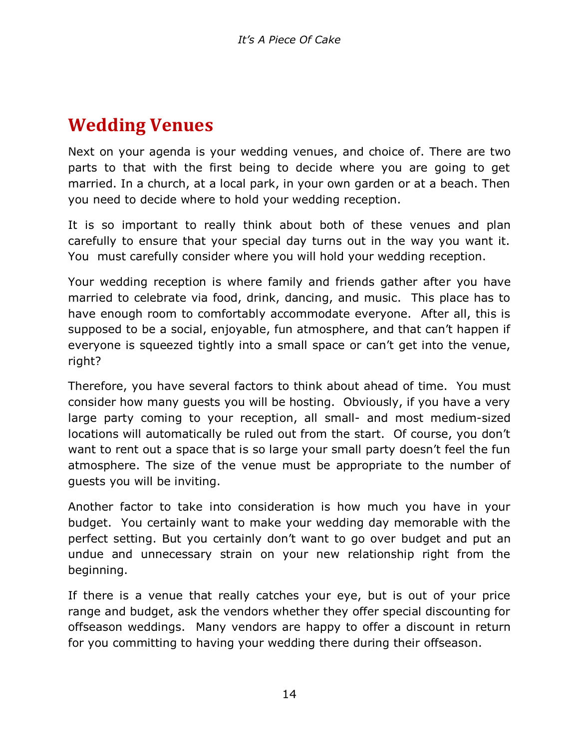# Wedding Venues

Next on your agenda is your wedding venues, and choice of. There are two parts to that with the first being to decide where you are going to get married. In a church, at a local park, in your own garden or at a beach. Then you need to decide where to hold your wedding reception.

It is so important to really think about both of these venues and plan carefully to ensure that your special day turns out in the way you want it. You must carefully consider where you will hold your wedding reception.

Your wedding reception is where family and friends gather after you have married to celebrate via food, drink, dancing, and music. This place has to have enough room to comfortably accommodate everyone. After all, this is supposed to be a social, enjoyable, fun atmosphere, and that can't happen if everyone is squeezed tightly into a small space or can't get into the venue, right?

Therefore, you have several factors to think about ahead of time. You must consider how many guests you will be hosting. Obviously, if you have a very large party coming to your reception, all small- and most medium-sized locations will automatically be ruled out from the start. Of course, you don't want to rent out a space that is so large your small party doesn't feel the fun atmosphere. The size of the venue must be appropriate to the number of guests you will be inviting.

Another factor to take into consideration is how much you have in your budget. You certainly want to make your wedding day memorable with the perfect setting. But you certainly don't want to go over budget and put an undue and unnecessary strain on your new relationship right from the beginning.

If there is a venue that really catches your eye, but is out of your price range and budget, ask the vendors whether they offer special discounting for offseason weddings. Many vendors are happy to offer a discount in return for you committing to having your wedding there during their offseason.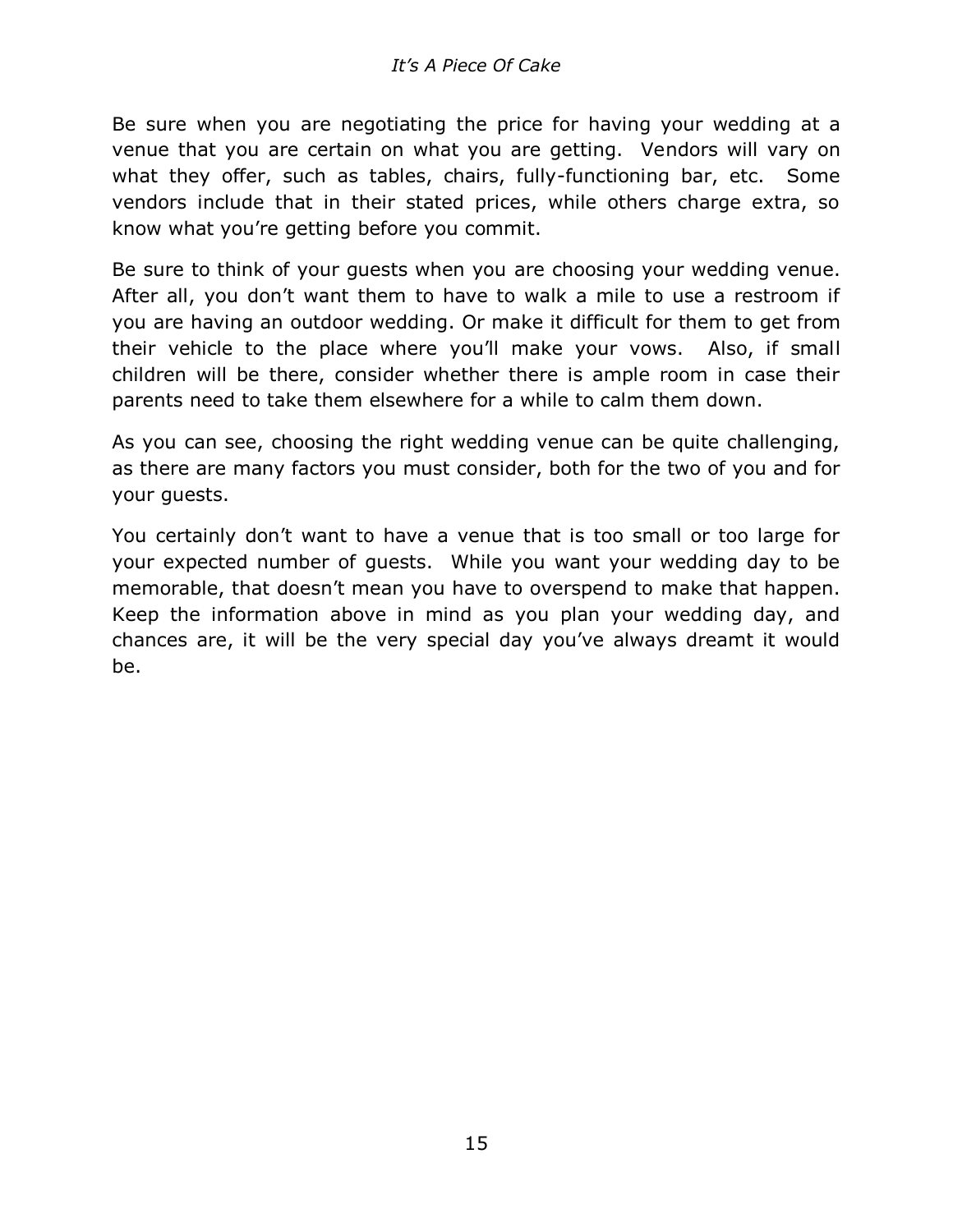Be sure when you are negotiating the price for having your wedding at a venue that you are certain on what you are getting. Vendors will vary on what they offer, such as tables, chairs, fully-functioning bar, etc. Some vendors include that in their stated prices, while others charge extra, so know what you're getting before you commit.

Be sure to think of your guests when you are choosing your wedding venue. After all, you don't want them to have to walk a mile to use a restroom if you are having an outdoor wedding. Or make it difficult for them to get from their vehicle to the place where you'll make your vows. Also, if small children will be there, consider whether there is ample room in case their parents need to take them elsewhere for a while to calm them down.

As you can see, choosing the right wedding venue can be quite challenging, as there are many factors you must consider, both for the two of you and for your guests.

You certainly don't want to have a venue that is too small or too large for your expected number of guests. While you want your wedding day to be memorable, that doesn't mean you have to overspend to make that happen. Keep the information above in mind as you plan your wedding day, and chances are, it will be the very special day you've always dreamt it would be.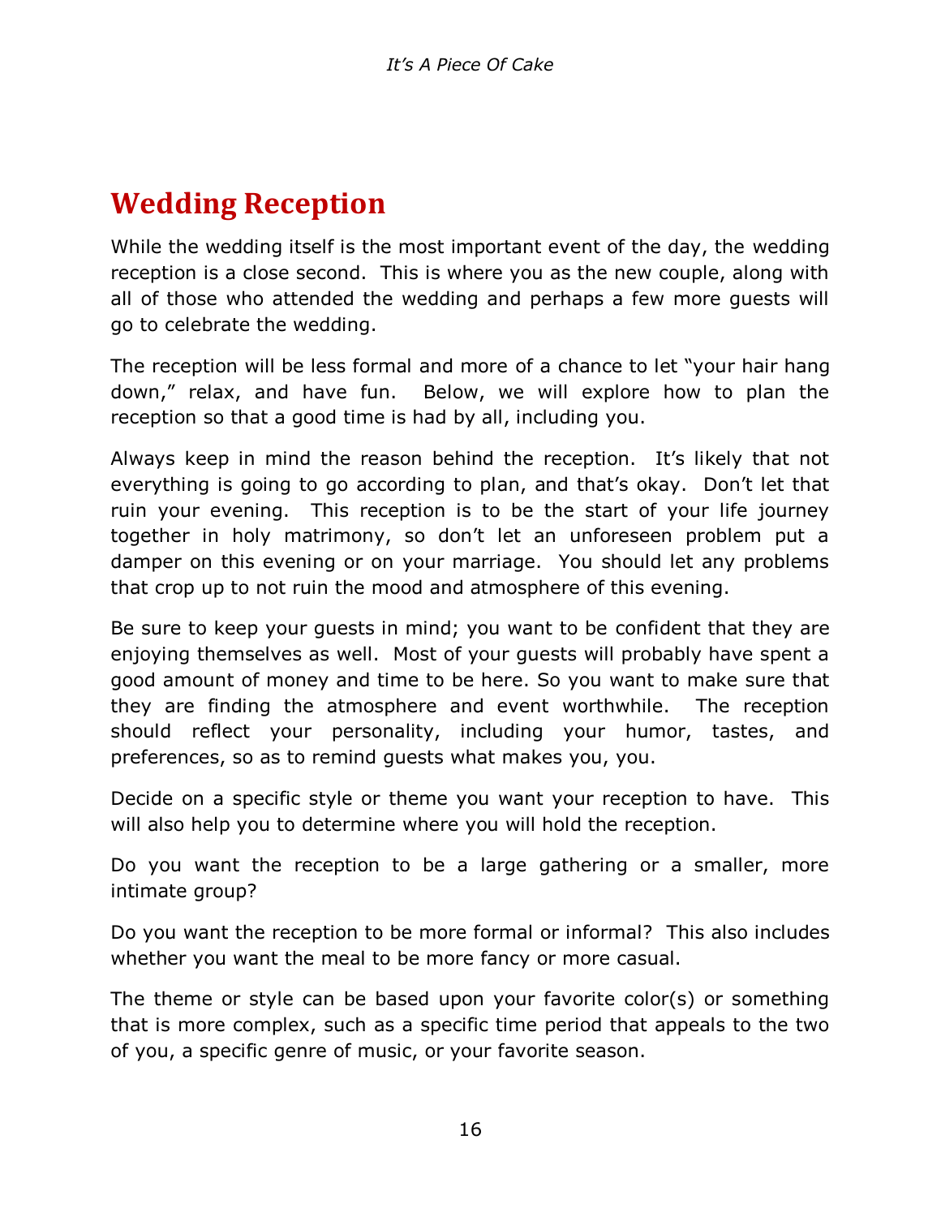# Wedding Reception

While the wedding itself is the most important event of the day, the wedding reception is a close second. This is where you as the new couple, along with all of those who attended the wedding and perhaps a few more guests will go to celebrate the wedding.

The reception will be less formal and more of a chance to let "your hair hang down," relax, and have fun. Below, we will explore how to plan the reception so that a good time is had by all, including you.

Always keep in mind the reason behind the reception. It's likely that not everything is going to go according to plan, and that's okay. Don't let that ruin your evening. This reception is to be the start of your life journey together in holy matrimony, so don't let an unforeseen problem put a damper on this evening or on your marriage. You should let any problems that crop up to not ruin the mood and atmosphere of this evening.

Be sure to keep your guests in mind; you want to be confident that they are enjoying themselves as well. Most of your guests will probably have spent a good amount of money and time to be here. So you want to make sure that they are finding the atmosphere and event worthwhile. The reception should reflect your personality, including your humor, tastes, and preferences, so as to remind guests what makes you, you.

Decide on a specific style or theme you want your reception to have. This will also help you to determine where you will hold the reception.

Do you want the reception to be a large gathering or a smaller, more intimate group?

Do you want the reception to be more formal or informal? This also includes whether you want the meal to be more fancy or more casual.

The theme or style can be based upon your favorite color(s) or something that is more complex, such as a specific time period that appeals to the two of you, a specific genre of music, or your favorite season.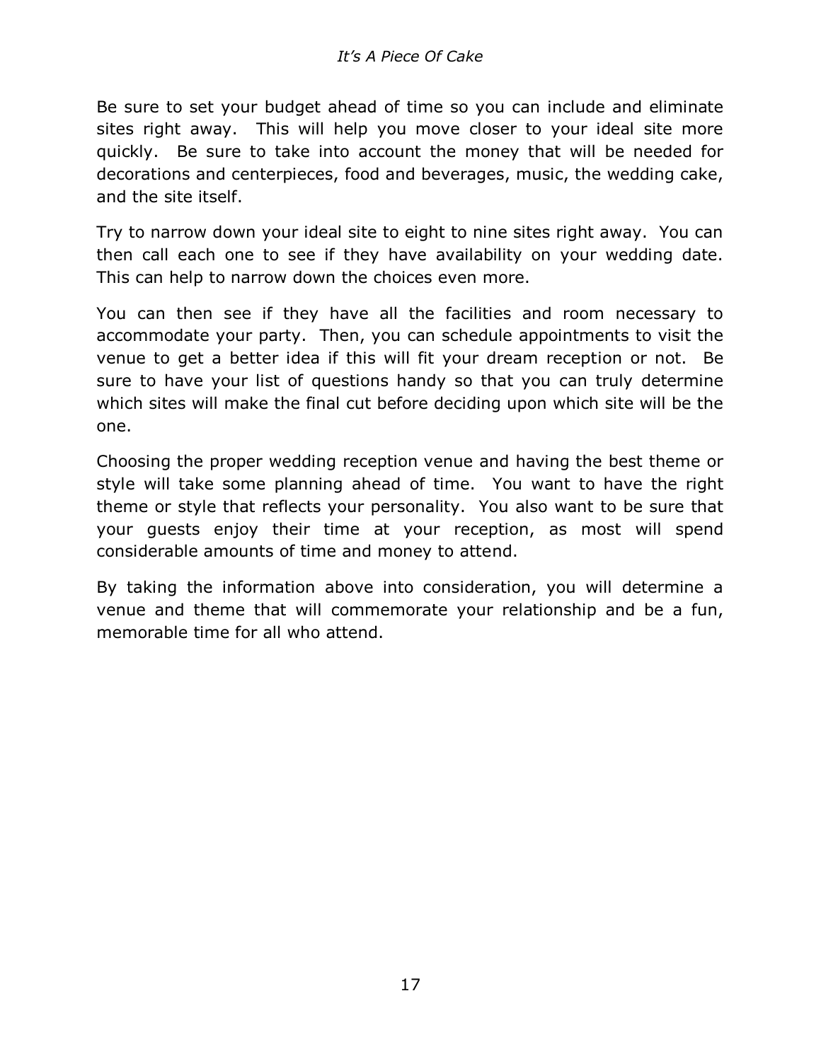Be sure to set your budget ahead of time so you can include and eliminate sites right away. This will help you move closer to your ideal site more quickly. Be sure to take into account the money that will be needed for decorations and centerpieces, food and beverages, music, the wedding cake, and the site itself.

Try to narrow down your ideal site to eight to nine sites right away. You can then call each one to see if they have availability on your wedding date. This can help to narrow down the choices even more.

You can then see if they have all the facilities and room necessary to accommodate your party. Then, you can schedule appointments to visit the venue to get a better idea if this will fit your dream reception or not. Be sure to have your list of questions handy so that you can truly determine which sites will make the final cut before deciding upon which site will be the one.

Choosing the proper wedding reception venue and having the best theme or style will take some planning ahead of time. You want to have the right theme or style that reflects your personality. You also want to be sure that your guests enjoy their time at your reception, as most will spend considerable amounts of time and money to attend.

By taking the information above into consideration, you will determine a venue and theme that will commemorate your relationship and be a fun, memorable time for all who attend.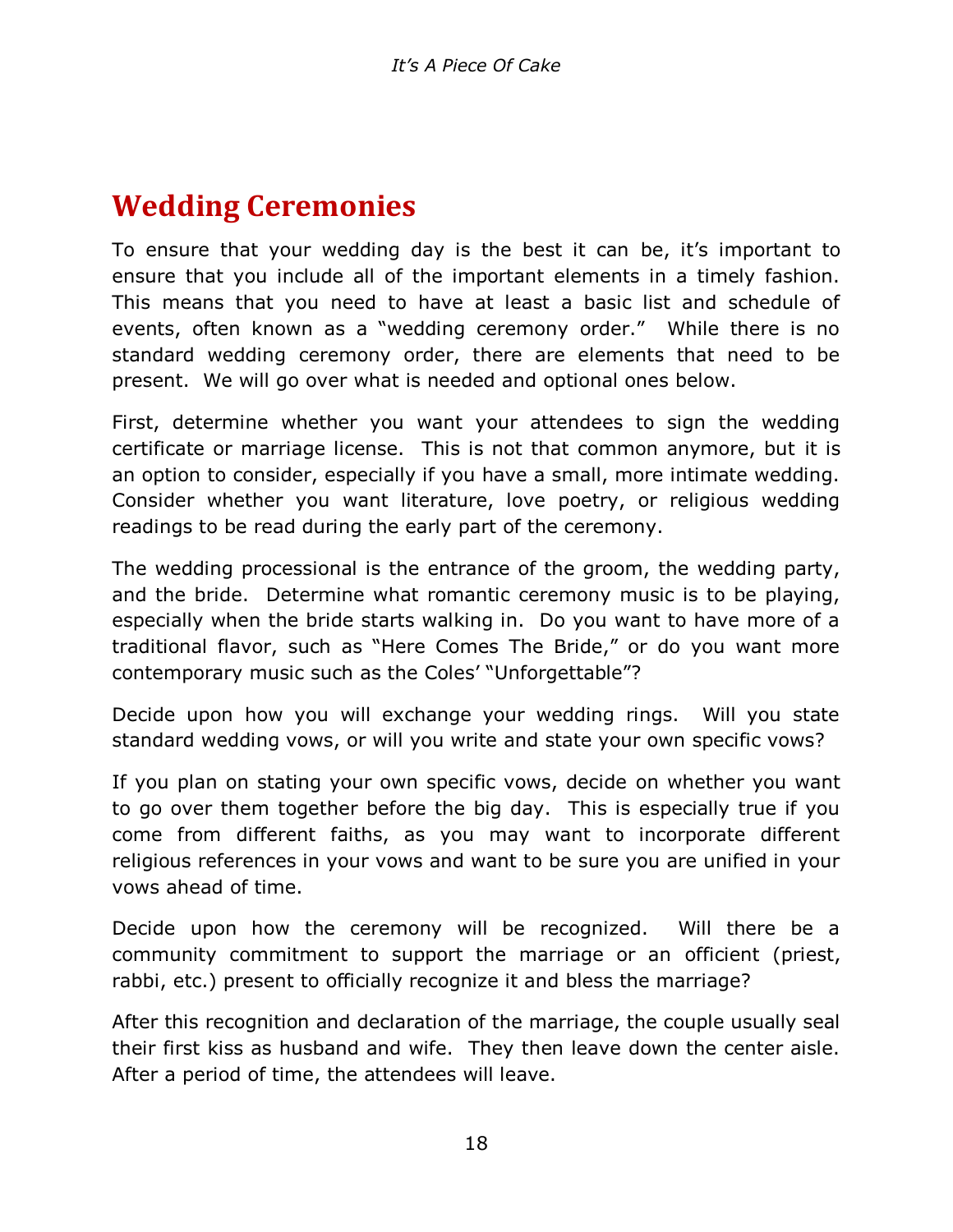## Wedding Ceremonies

To ensure that your wedding day is the best it can be, it's important to ensure that you include all of the important elements in a timely fashion. This means that you need to have at least a basic list and schedule of events, often known as a "wedding ceremony order." While there is no standard wedding ceremony order, there are elements that need to be present. We will go over what is needed and optional ones below.

First, determine whether you want your attendees to sign the wedding certificate or marriage license. This is not that common anymore, but it is an option to consider, especially if you have a small, more intimate wedding. Consider whether you want literature, love poetry, or religious wedding readings to be read during the early part of the ceremony.

The wedding processional is the entrance of the groom, the wedding party, and the bride. Determine what romantic ceremony music is to be playing, especially when the bride starts walking in. Do you want to have more of a traditional flavor, such as "Here Comes The Bride," or do you want more contemporary music such as the Coles' "Unforgettable"?

Decide upon how you will exchange your wedding rings. Will you state standard wedding vows, or will you write and state your own specific vows?

If you plan on stating your own specific vows, decide on whether you want to go over them together before the big day. This is especially true if you come from different faiths, as you may want to incorporate different religious references in your vows and want to be sure you are unified in your vows ahead of time.

Decide upon how the ceremony will be recognized. Will there be a community commitment to support the marriage or an officient (priest, rabbi, etc.) present to officially recognize it and bless the marriage?

After this recognition and declaration of the marriage, the couple usually seal their first kiss as husband and wife. They then leave down the center aisle. After a period of time, the attendees will leave.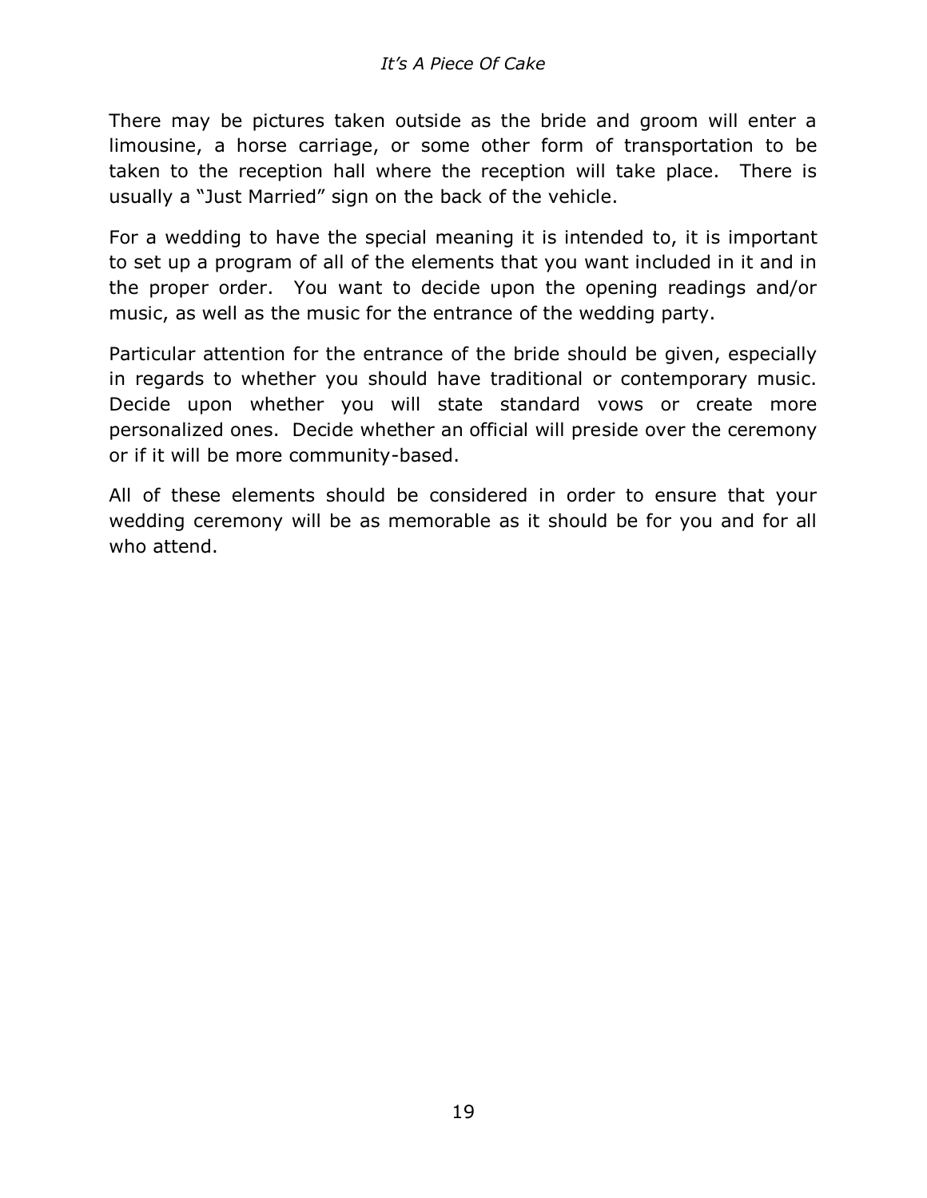There may be pictures taken outside as the bride and groom will enter a limousine, a horse carriage, or some other form of transportation to be taken to the reception hall where the reception will take place.  There is usually a "Just Married" sign on the back of the vehicle.

For a wedding to have the special meaning it is intended to, it is important to set up a program of all of the elements that you want included in it and in the proper order.  You want to decide upon the opening readings and/or music, as well as the music for the entrance of the wedding party.

Particular attention for the entrance of the bride should be given, especially in regards to whether you should have traditional or contemporary music.  Decide upon whether you will state standard vows or create more personalized ones.  Decide whether an official will preside over the ceremony or if it will be more community-based.

All of these elements should be considered in order to ensure that your wedding ceremony will be as memorable as it should be for you and for all who attend.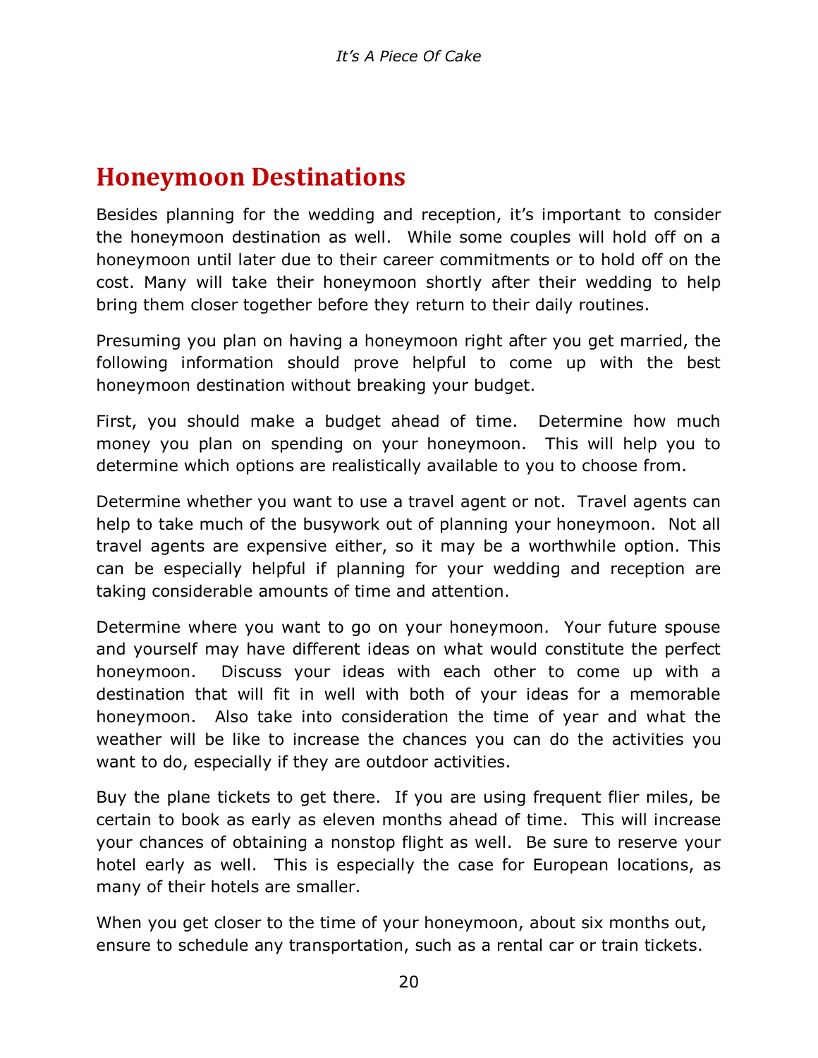## Honeymoon Destinations

Besides planning for the wedding and reception, it's important to consider the honeymoon destination as well. While some couples will hold off on a honeymoon until later due to their career commitments or to hold off on the cost. Many will take their honeymoon shortly after their wedding to help bring them closer together before they return to their daily routines.

Presuming you plan on having a honeymoon right after you get married, the following information should prove helpful to come up with the best honeymoon destination without breaking your budget.

First, you should make a budget ahead of time. Determine how much money you plan on spending on your honeymoon. This will help you to determine which options are realistically available to you to choose from.

Determine whether you want to use a travel agent or not. Travel agents can help to take much of the busywork out of planning your honeymoon. Not all travel agents are expensive either, so it may be a worthwhile option. This can be especially helpful if planning for your wedding and reception are taking considerable amounts of time and attention.

Determine where you want to go on your honeymoon. Your future spouse and yourself may have different ideas on what would constitute the perfect honeymoon. Discuss your ideas with each other to come up with a destination that will fit in well with both of your ideas for a memorable honeymoon. Also take into consideration the time of year and what the weather will be like to increase the chances you can do the activities you want to do, especially if they are outdoor activities.

Buy the plane tickets to get there. If you are using frequent flier miles, be certain to book as early as eleven months ahead of time. This will increase your chances of obtaining a nonstop flight as well. Be sure to reserve your hotel early as well. This is especially the case for European locations, as many of their hotels are smaller.

When you get closer to the time of your honeymoon, about six months out, ensure to schedule any transportation, such as a rental car or train tickets.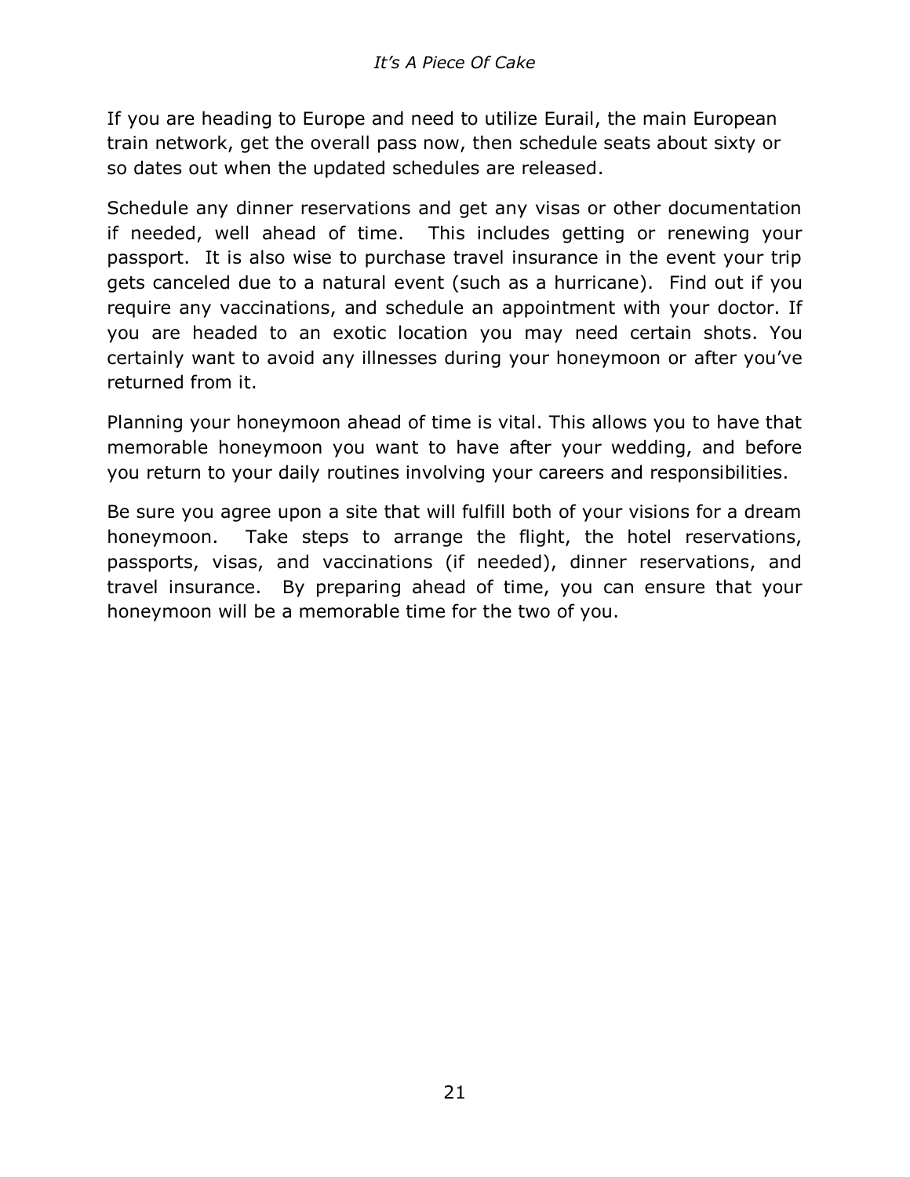If you are heading to Europe and need to utilize Eurail, the main European train network, get the overall pass now, then schedule seats about sixty or so dates out when the updated schedules are released.

Schedule any dinner reservations and get any visas or other documentation if needed, well ahead of time. This includes getting or renewing your passport. It is also wise to purchase travel insurance in the event your trip gets canceled due to a natural event (such as a hurricane). Find out if you require any vaccinations, and schedule an appointment with your doctor. If you are headed to an exotic location you may need certain shots. You certainly want to avoid any illnesses during your honeymoon or after you've returned from it.

Planning your honeymoon ahead of time is vital. This allows you to have that memorable honeymoon you want to have after your wedding, and before you return to your daily routines involving your careers and responsibilities.

Be sure you agree upon a site that will fulfill both of your visions for a dream honeymoon. Take steps to arrange the flight, the hotel reservations, passports, visas, and vaccinations (if needed), dinner reservations, and travel insurance. By preparing ahead of time, you can ensure that your honeymoon will be a memorable time for the two of you.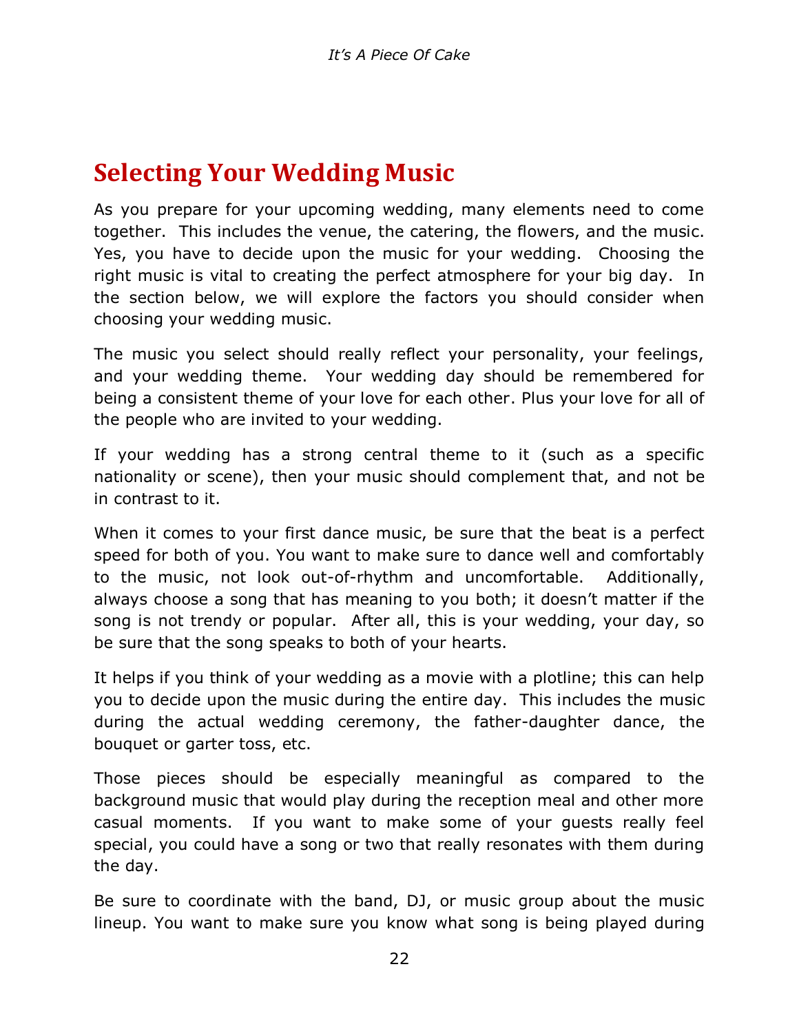## Selecting Your Wedding Music

As you prepare for your upcoming wedding, many elements need to come together. This includes the venue, the catering, the flowers, and the music. Yes, you have to decide upon the music for your wedding. Choosing the right music is vital to creating the perfect atmosphere for your big day. In the section below, we will explore the factors you should consider when choosing your wedding music.

The music you select should really reflect your personality, your feelings, and your wedding theme. Your wedding day should be remembered for being a consistent theme of your love for each other. Plus your love for all of the people who are invited to your wedding.

If your wedding has a strong central theme to it (such as a specific nationality or scene), then your music should complement that, and not be in contrast to it.

When it comes to your first dance music, be sure that the beat is a perfect speed for both of you. You want to make sure to dance well and comfortably to the music, not look out-of-rhythm and uncomfortable. Additionally, always choose a song that has meaning to you both; it doesn't matter if the song is not trendy or popular. After all, this is your wedding, your day, so be sure that the song speaks to both of your hearts.

It helps if you think of your wedding as a movie with a plotline; this can help you to decide upon the music during the entire day. This includes the music during the actual wedding ceremony, the father-daughter dance, the bouquet or garter toss, etc.

Those pieces should be especially meaningful as compared to the background music that would play during the reception meal and other more casual moments. If you want to make some of your guests really feel special, you could have a song or two that really resonates with them during the day.

Be sure to coordinate with the band, DJ, or music group about the music lineup. You want to make sure you know what song is being played during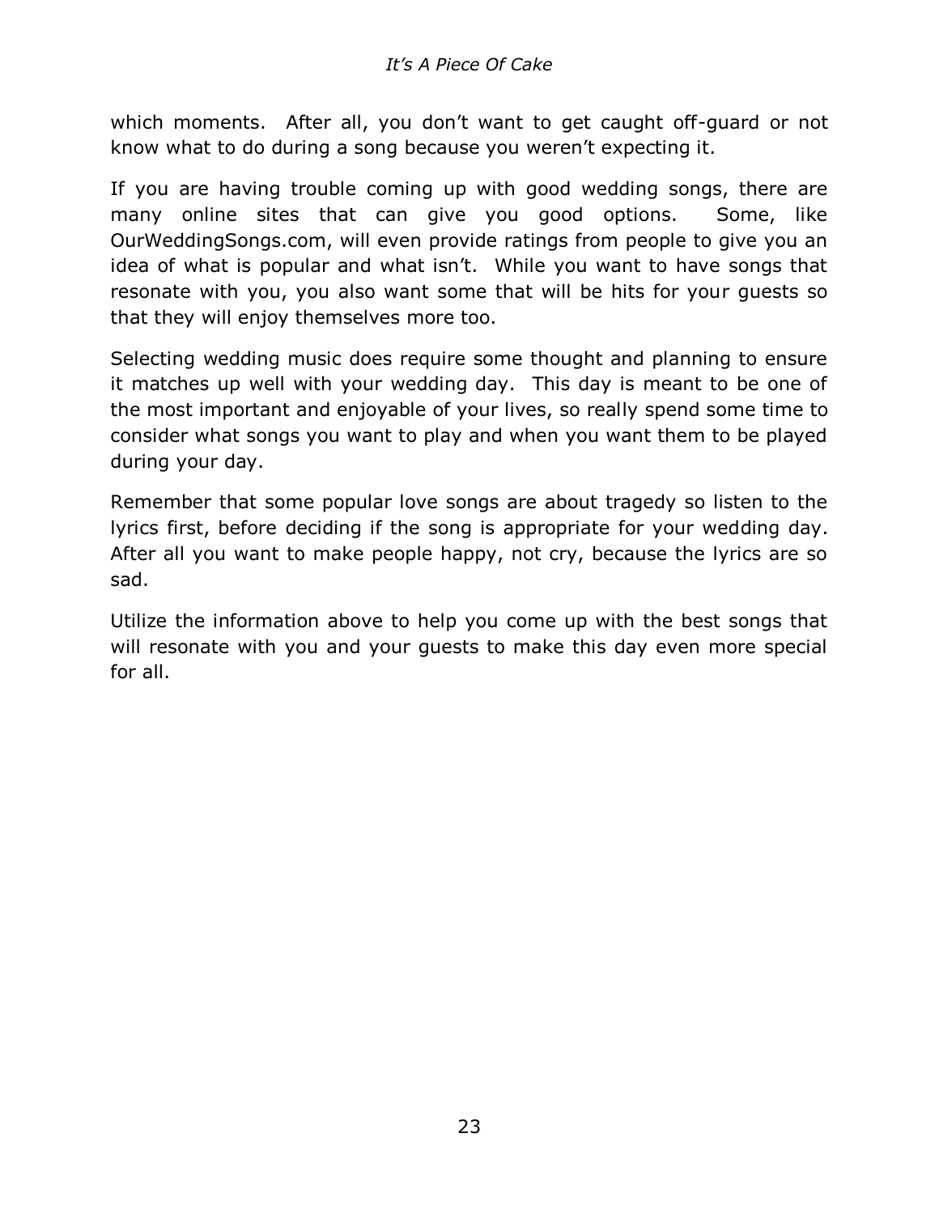which moments. After all, you don't want to get caught off-guard or not know what to do during a song because you weren't expecting it.

If you are having trouble coming up with good wedding songs, there are many online sites that can give you good options. Some, like OurWeddingSongs.com, will even provide ratings from people to give you an idea of what is popular and what isn't. While you want to have songs that resonate with you, you also want some that will be hits for your guests so that they will enjoy themselves more too.

Selecting wedding music does require some thought and planning to ensure it matches up well with your wedding day. This day is meant to be one of the most important and enjoyable of your lives, so really spend some time to consider what songs you want to play and when you want them to be played during your day.

Remember that some popular love songs are about tragedy so listen to the lyrics first, before deciding if the song is appropriate for your wedding day. After all you want to make people happy, not cry, because the lyrics are so sad.

Utilize the information above to help you come up with the best songs that will resonate with you and your guests to make this day even more special for all.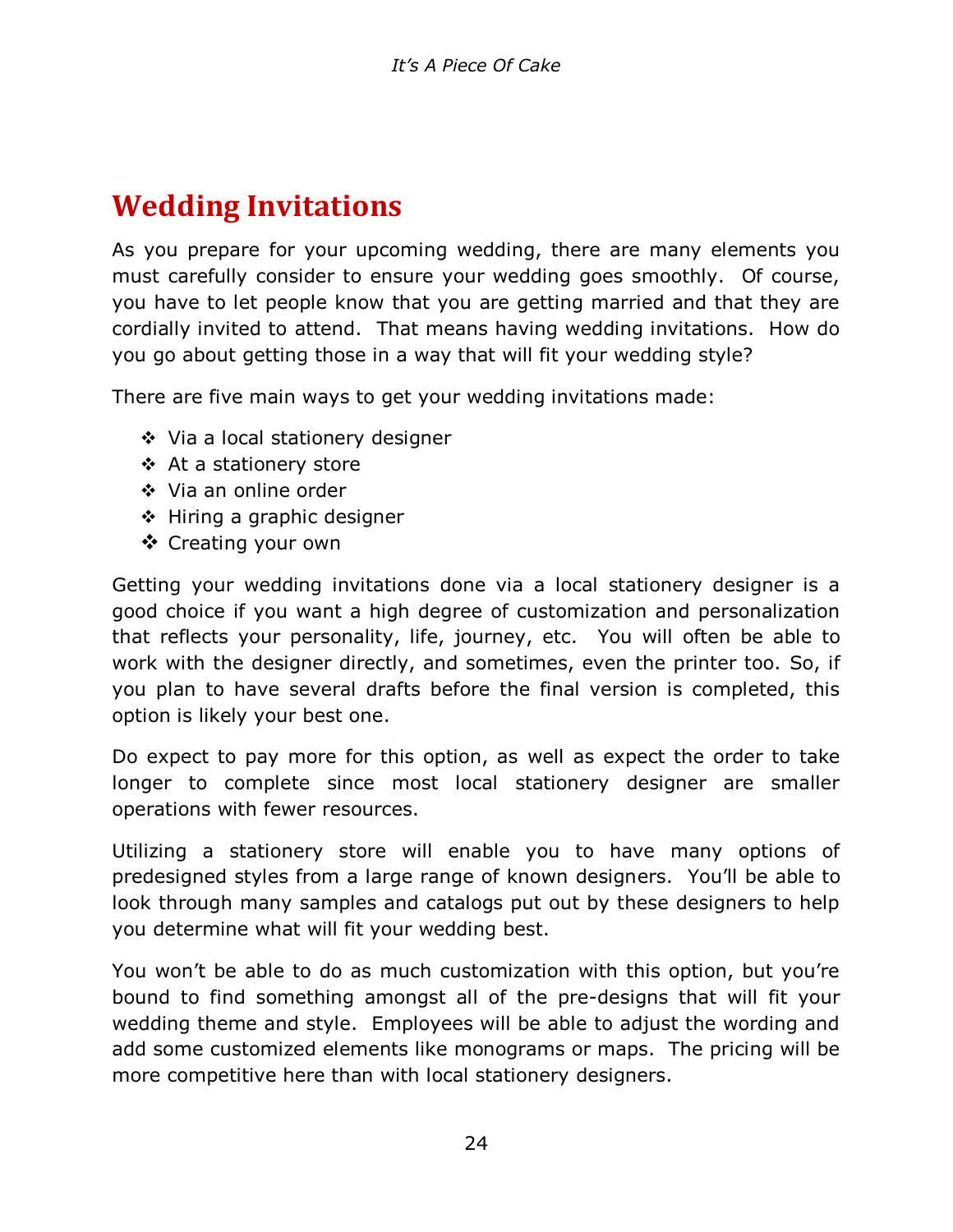## Wedding Invitations

As you prepare for your upcoming wedding, there are many elements you must carefully consider to ensure your wedding goes smoothly. Of course, you have to let people know that you are getting married and that they are cordially invited to attend. That means having wedding invitations. How do you go about getting those in a way that will fit your wedding style?

There are five main ways to get your wedding invitations made:

- Via a local stationery designer
- At a stationery store
- Via an online order
- Hiring a graphic designer
- Creating your own

Getting your wedding invitations done via a local stationery designer is a good choice if you want a high degree of customization and personalization that reflects your personality, life, journey, etc. You will often be able to work with the designer directly, and sometimes, even the printer too. So, if you plan to have several drafts before the final version is completed, this option is likely your best one.

Do expect to pay more for this option, as well as expect the order to take longer to complete since most local stationery designer are smaller operations with fewer resources.

Utilizing a stationery store will enable you to have many options of predesigned styles from a large range of known designers. You'll be able to look through many samples and catalogs put out by these designers to help you determine what will fit your wedding best.

You won't be able to do as much customization with this option, but you're bound to find something amongst all of the pre-designs that will fit your wedding theme and style. Employees will be able to adjust the wording and add some customized elements like monograms or maps. The pricing will be more competitive here than with local stationery designers.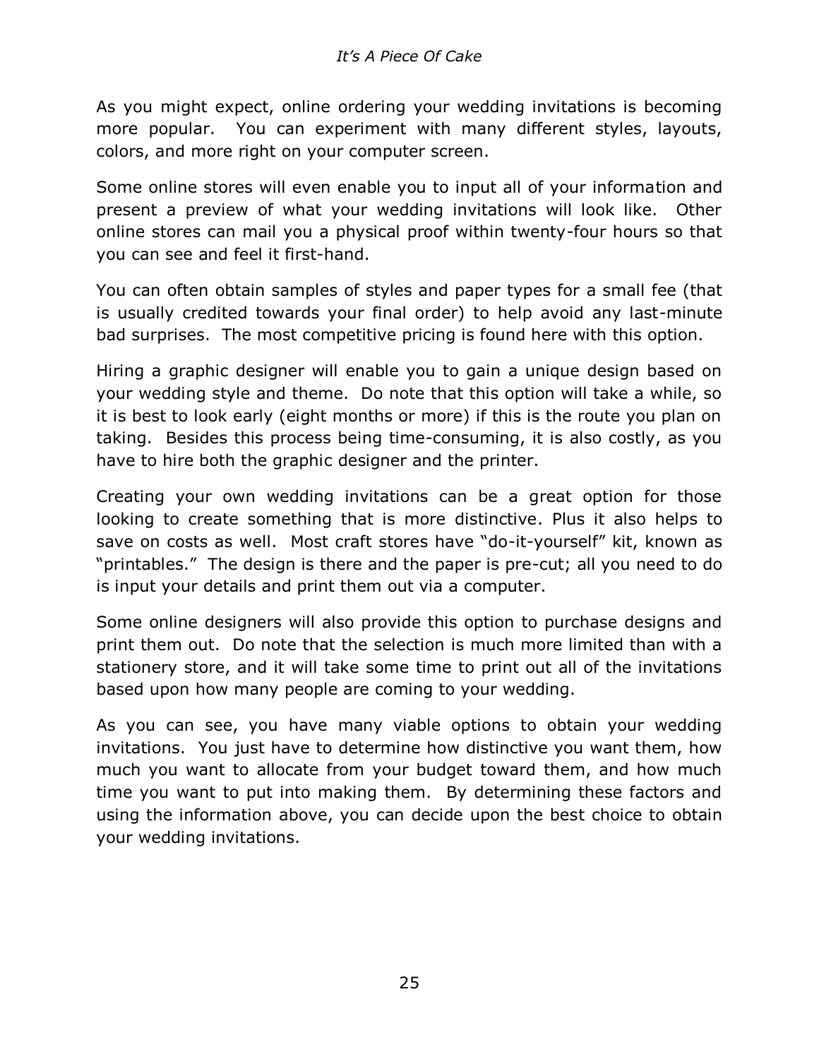As you might expect, online ordering your wedding invitations is becoming more popular. You can experiment with many different styles, layouts, colors, and more right on your computer screen.

Some online stores will even enable you to input all of your information and present a preview of what your wedding invitations will look like. Other online stores can mail you a physical proof within twenty-four hours so that you can see and feel it first-hand.

You can often obtain samples of styles and paper types for a small fee (that is usually credited towards your final order) to help avoid any last-minute bad surprises. The most competitive pricing is found here with this option.

Hiring a graphic designer will enable you to gain a unique design based on your wedding style and theme. Do note that this option will take a while, so it is best to look early (eight months or more) if this is the route you plan on taking. Besides this process being time-consuming, it is also costly, as you have to hire both the graphic designer and the printer.

Creating your own wedding invitations can be a great option for those looking to create something that is more distinctive. Plus it also helps to save on costs as well. Most craft stores have "do-it-yourself" kit, known as "printables." The design is there and the paper is pre-cut; all you need to do is input your details and print them out via a computer.

Some online designers will also provide this option to purchase designs and print them out. Do note that the selection is much more limited than with a stationery store, and it will take some time to print out all of the invitations based upon how many people are coming to your wedding.

As you can see, you have many viable options to obtain your wedding invitations. You just have to determine how distinctive you want them, how much you want to allocate from your budget toward them, and how much time you want to put into making them. By determining these factors and using the information above, you can decide upon the best choice to obtain your wedding invitations.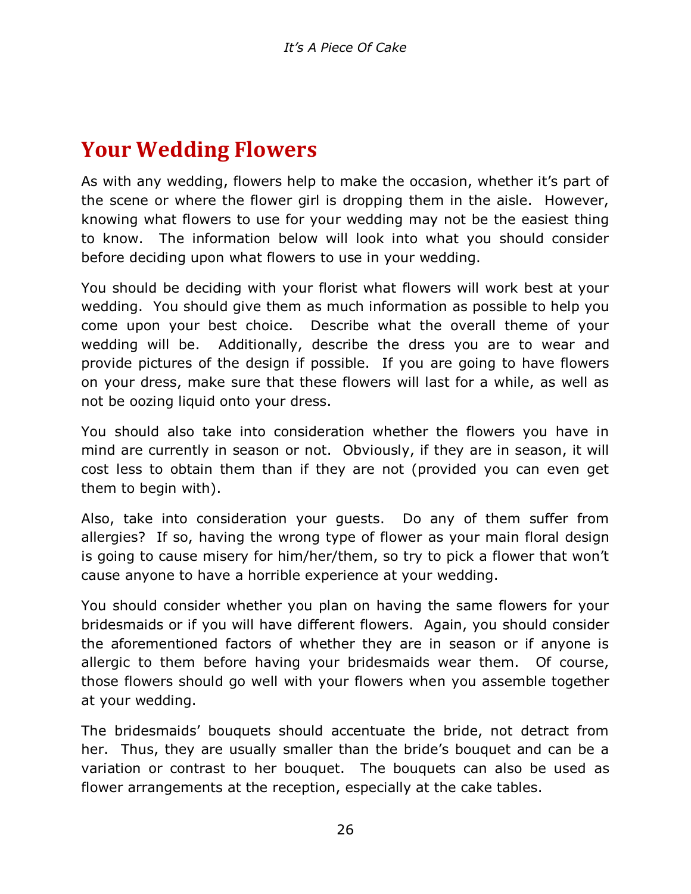# Your Wedding Flowers

As with any wedding, flowers help to make the occasion, whether it's part of the scene or where the flower girl is dropping them in the aisle. However, knowing what flowers to use for your wedding may not be the easiest thing to know. The information below will look into what you should consider before deciding upon what flowers to use in your wedding.

You should be deciding with your florist what flowers will work best at your wedding. You should give them as much information as possible to help you come upon your best choice. Describe what the overall theme of your wedding will be. Additionally, describe the dress you are to wear and provide pictures of the design if possible. If you are going to have flowers on your dress, make sure that these flowers will last for a while, as well as not be oozing liquid onto your dress.

You should also take into consideration whether the flowers you have in mind are currently in season or not. Obviously, if they are in season, it will cost less to obtain them than if they are not (provided you can even get them to begin with).

Also, take into consideration your guests. Do any of them suffer from allergies? If so, having the wrong type of flower as your main floral design is going to cause misery for him/her/them, so try to pick a flower that won't cause anyone to have a horrible experience at your wedding.

You should consider whether you plan on having the same flowers for your bridesmaids or if you will have different flowers. Again, you should consider the aforementioned factors of whether they are in season or if anyone is allergic to them before having your bridesmaids wear them. Of course, those flowers should go well with your flowers when you assemble together at your wedding.

The bridesmaids' bouquets should accentuate the bride, not detract from her. Thus, they are usually smaller than the bride's bouquet and can be a variation or contrast to her bouquet. The bouquets can also be used as flower arrangements at the reception, especially at the cake tables.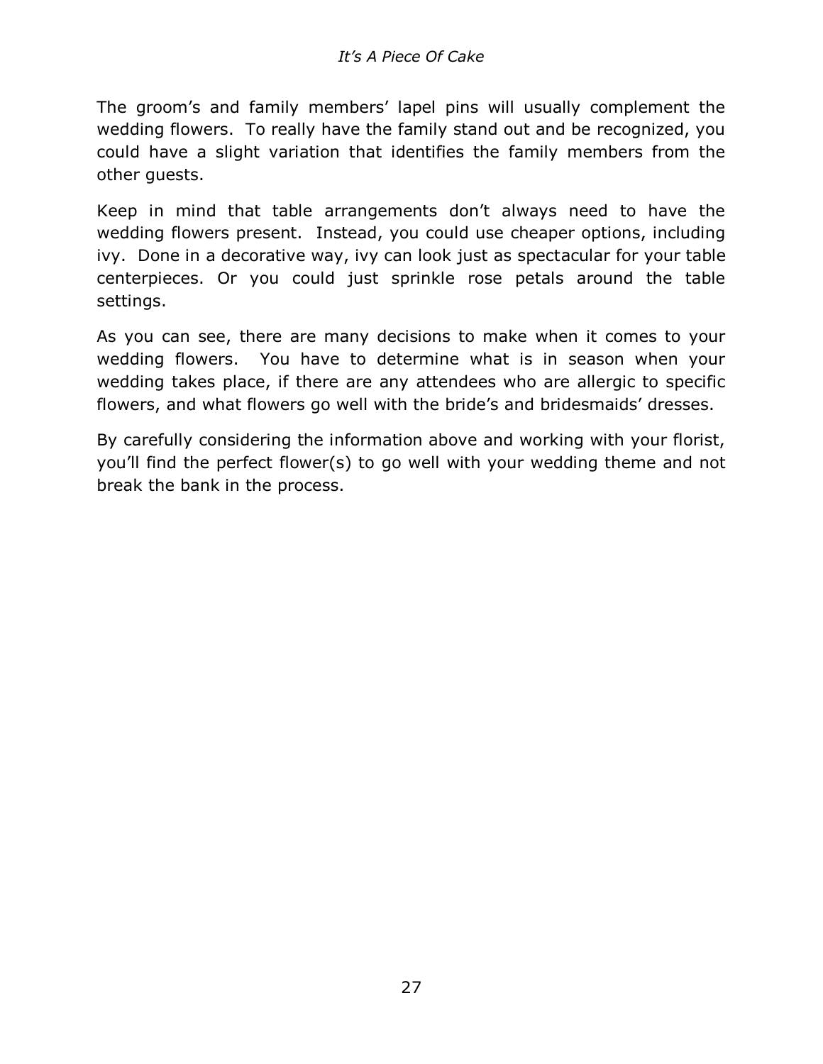The groom's and family members' lapel pins will usually complement the wedding flowers. To really have the family stand out and be recognized, you could have a slight variation that identifies the family members from the other guests.

Keep in mind that table arrangements don't always need to have the wedding flowers present. Instead, you could use cheaper options, including ivy. Done in a decorative way, ivy can look just as spectacular for your table centerpieces. Or you could just sprinkle rose petals around the table settings.

As you can see, there are many decisions to make when it comes to your wedding flowers. You have to determine what is in season when your wedding takes place, if there are any attendees who are allergic to specific flowers, and what flowers go well with the bride's and bridesmaids' dresses.

By carefully considering the information above and working with your florist, you'll find the perfect flower(s) to go well with your wedding theme and not break the bank in the process.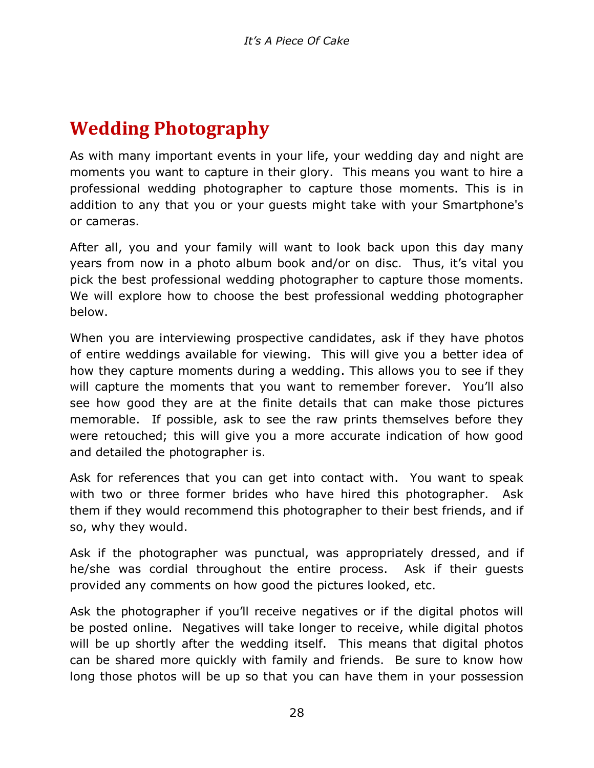# Wedding Photography

As with many important events in your life, your wedding day and night are moments you want to capture in their glory. This means you want to hire a professional wedding photographer to capture those moments. This is in addition to any that you or your guests might take with your Smartphone's or cameras.

After all, you and your family will want to look back upon this day many years from now in a photo album book and/or on disc. Thus, it's vital you pick the best professional wedding photographer to capture those moments. We will explore how to choose the best professional wedding photographer below.

When you are interviewing prospective candidates, ask if they have photos of entire weddings available for viewing. This will give you a better idea of how they capture moments during a wedding. This allows you to see if they will capture the moments that you want to remember forever. You'll also see how good they are at the finite details that can make those pictures memorable. If possible, ask to see the raw prints themselves before they were retouched; this will give you a more accurate indication of how good and detailed the photographer is.

Ask for references that you can get into contact with. You want to speak with two or three former brides who have hired this photographer. Ask them if they would recommend this photographer to their best friends, and if so, why they would.

Ask if the photographer was punctual, was appropriately dressed, and if he/she was cordial throughout the entire process. Ask if their guests provided any comments on how good the pictures looked, etc.

Ask the photographer if you'll receive negatives or if the digital photos will be posted online. Negatives will take longer to receive, while digital photos will be up shortly after the wedding itself. This means that digital photos can be shared more quickly with family and friends. Be sure to know how long those photos will be up so that you can have them in your possession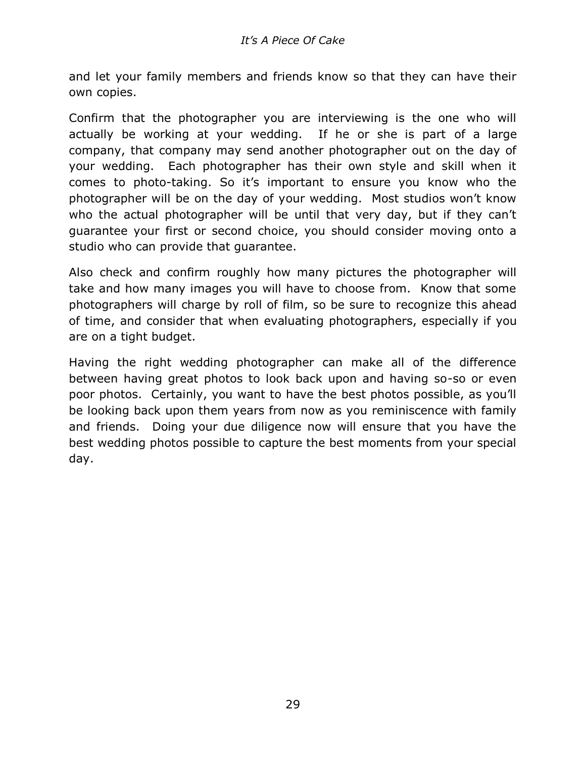and let your family members and friends know so that they can have their own copies.

Confirm that the photographer you are interviewing is the one who will actually be working at your wedding. If he or she is part of a large company, that company may send another photographer out on the day of your wedding. Each photographer has their own style and skill when it comes to photo-taking. So it's important to ensure you know who the photographer will be on the day of your wedding. Most studios won't know who the actual photographer will be until that very day, but if they can't guarantee your first or second choice, you should consider moving onto a studio who can provide that guarantee.

Also check and confirm roughly how many pictures the photographer will take and how many images you will have to choose from. Know that some photographers will charge by roll of film, so be sure to recognize this ahead of time, and consider that when evaluating photographers, especially if you are on a tight budget.

Having the right wedding photographer can make all of the difference between having great photos to look back upon and having so-so or even poor photos. Certainly, you want to have the best photos possible, as you'll be looking back upon them years from now as you reminiscence with family and friends. Doing your due diligence now will ensure that you have the best wedding photos possible to capture the best moments from your special day.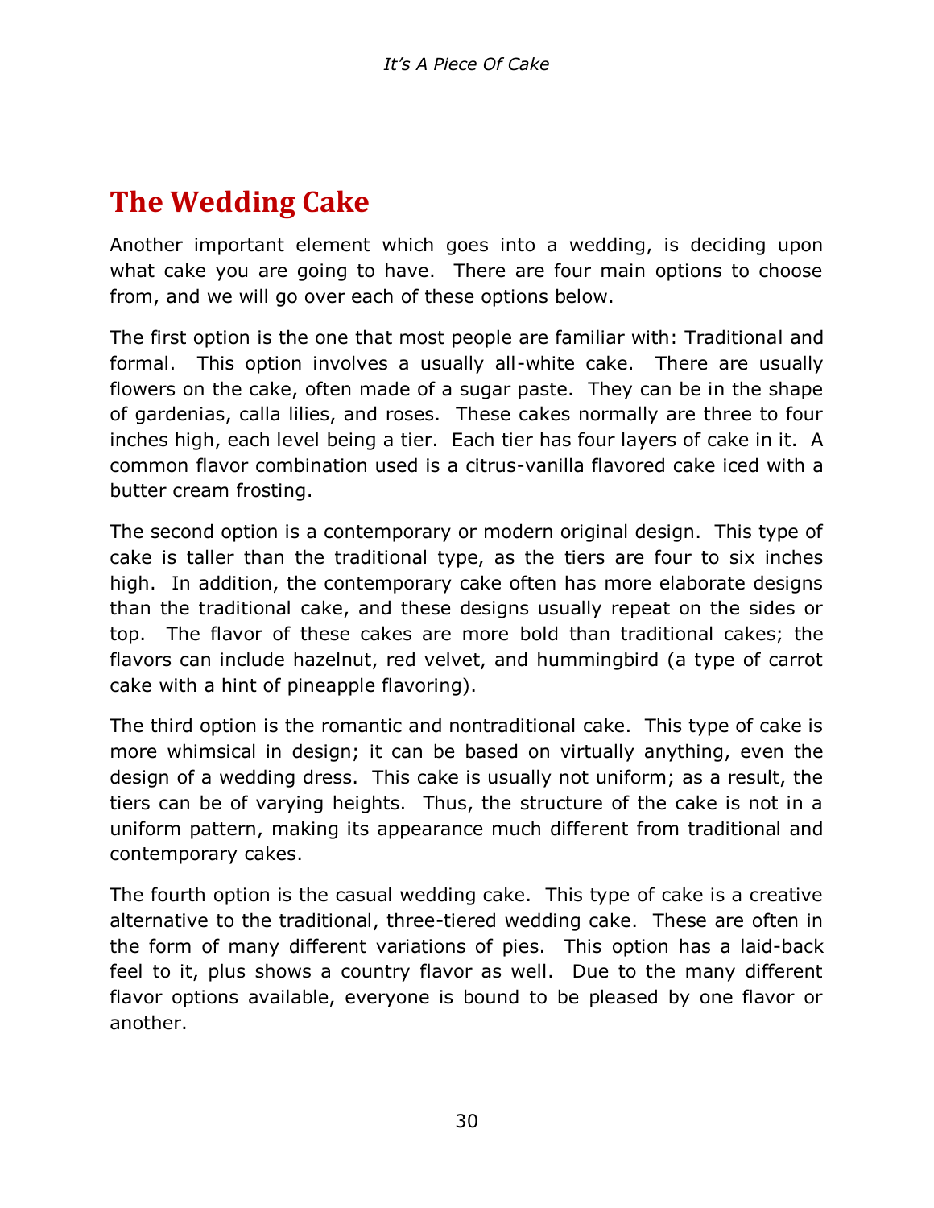## The Wedding Cake

Another important element which goes into a wedding, is deciding upon what cake you are going to have. There are four main options to choose from, and we will go over each of these options below.

The first option is the one that most people are familiar with: Traditional and formal. This option involves a usually all-white cake. There are usually flowers on the cake, often made of a sugar paste. They can be in the shape of gardenias, calla lilies, and roses. These cakes normally are three to four inches high, each level being a tier. Each tier has four layers of cake in it. A common flavor combination used is a citrus-vanilla flavored cake iced with a butter cream frosting.

The second option is a contemporary or modern original design. This type of cake is taller than the traditional type, as the tiers are four to six inches high. In addition, the contemporary cake often has more elaborate designs than the traditional cake, and these designs usually repeat on the sides or top. The flavor of these cakes are more bold than traditional cakes; the flavors can include hazelnut, red velvet, and hummingbird (a type of carrot cake with a hint of pineapple flavoring).

The third option is the romantic and nontraditional cake. This type of cake is more whimsical in design; it can be based on virtually anything, even the design of a wedding dress. This cake is usually not uniform; as a result, the tiers can be of varying heights. Thus, the structure of the cake is not in a uniform pattern, making its appearance much different from traditional and contemporary cakes.

The fourth option is the casual wedding cake. This type of cake is a creative alternative to the traditional, three-tiered wedding cake. These are often in the form of many different variations of pies. This option has a laid-back feel to it, plus shows a country flavor as well. Due to the many different flavor options available, everyone is bound to be pleased by one flavor or another.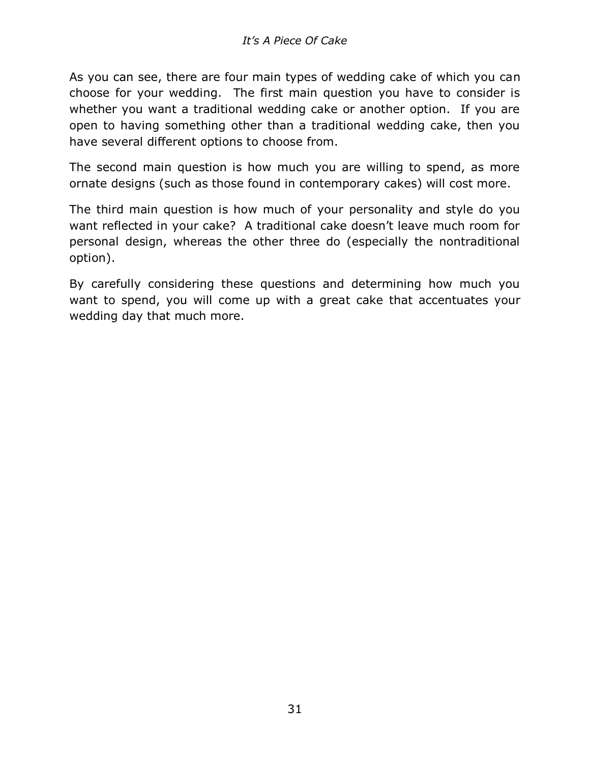As you can see, there are four main types of wedding cake of which you can choose for your wedding.  The first main question you have to consider is whether you want a traditional wedding cake or another option.  If you are open to having something other than a traditional wedding cake, then you have several different options to choose from.

The second main question is how much you are willing to spend, as more ornate designs (such as those found in contemporary cakes) will cost more.

The third main question is how much of your personality and style do you want reflected in your cake?  A traditional cake doesn't leave much room for personal design, whereas the other three do (especially the nontraditional option).

By carefully considering these questions and determining how much you want to spend, you will come up with a great cake that accentuates your wedding day that much more.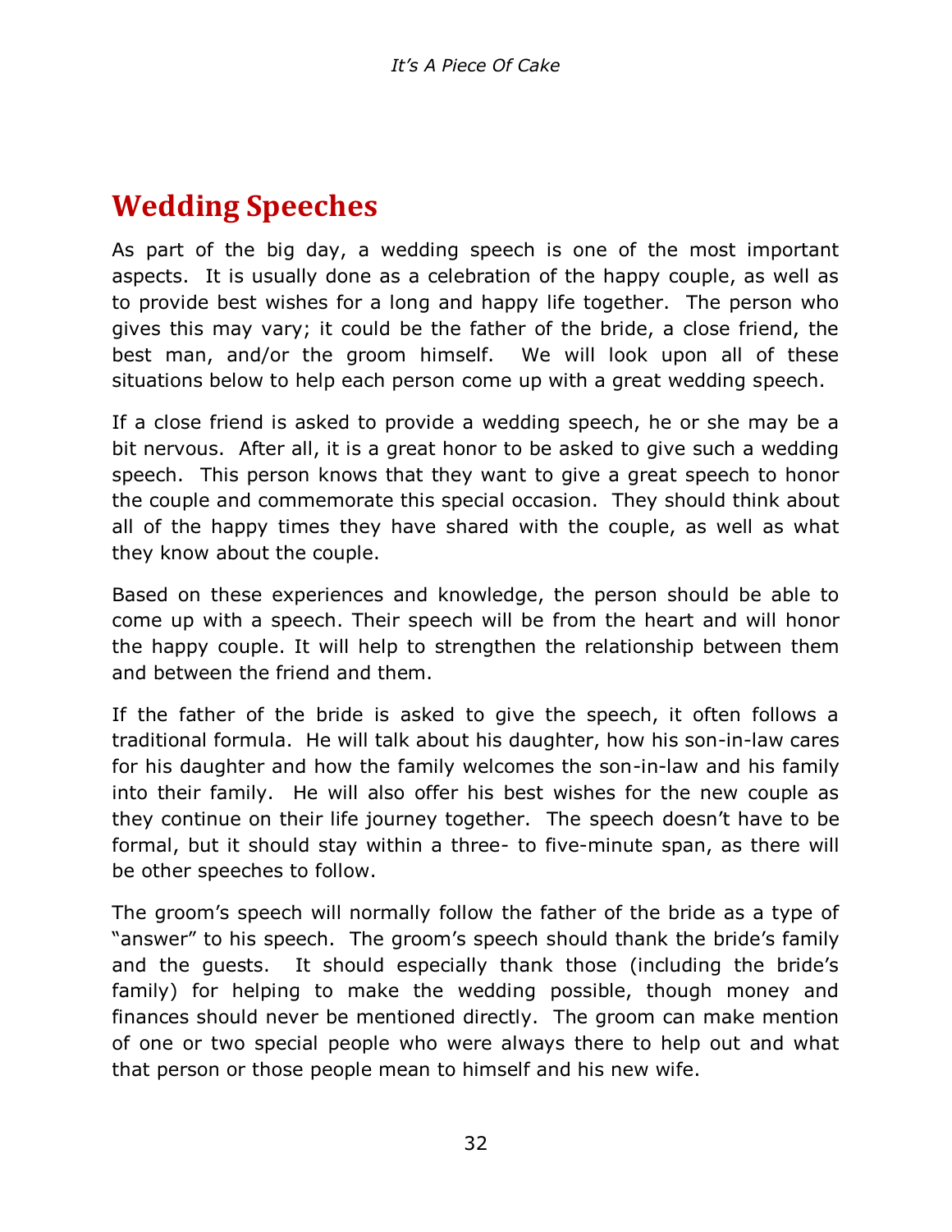# Wedding Speeches

As part of the big day, a wedding speech is one of the most important aspects. It is usually done as a celebration of the happy couple, as well as to provide best wishes for a long and happy life together. The person who gives this may vary; it could be the father of the bride, a close friend, the best man, and/or the groom himself. We will look upon all of these situations below to help each person come up with a great wedding speech.

If a close friend is asked to provide a wedding speech, he or she may be a bit nervous. After all, it is a great honor to be asked to give such a wedding speech. This person knows that they want to give a great speech to honor the couple and commemorate this special occasion. They should think about all of the happy times they have shared with the couple, as well as what they know about the couple.

Based on these experiences and knowledge, the person should be able to come up with a speech. Their speech will be from the heart and will honor the happy couple. It will help to strengthen the relationship between them and between the friend and them.

If the father of the bride is asked to give the speech, it often follows a traditional formula. He will talk about his daughter, how his son-in-law cares for his daughter and how the family welcomes the son-in-law and his family into their family. He will also offer his best wishes for the new couple as they continue on their life journey together. The speech doesn't have to be formal, but it should stay within a three- to five-minute span, as there will be other speeches to follow.

The groom's speech will normally follow the father of the bride as a type of "answer" to his speech. The groom's speech should thank the bride's family and the guests. It should especially thank those (including the bride's family) for helping to make the wedding possible, though money and finances should never be mentioned directly. The groom can make mention of one or two special people who were always there to help out and what that person or those people mean to himself and his new wife.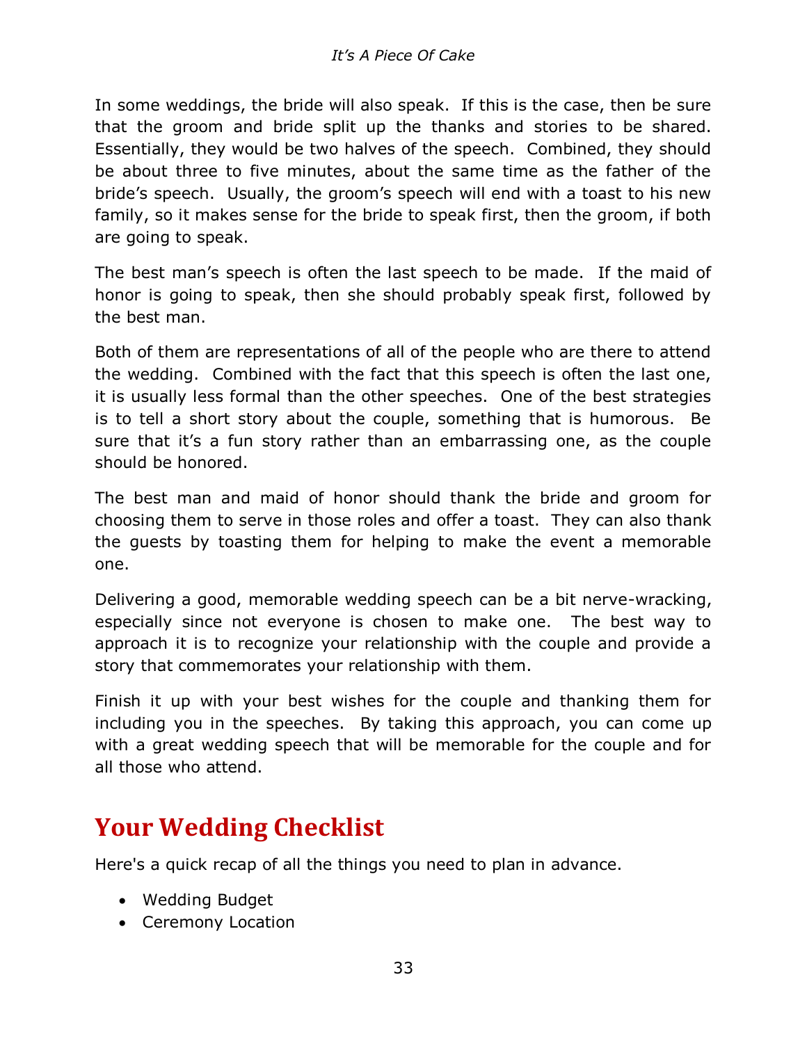In some weddings, the bride will also speak. If this is the case, then be sure that the groom and bride split up the thanks and stories to be shared. Essentially, they would be two halves of the speech. Combined, they should be about three to five minutes, about the same time as the father of the bride's speech. Usually, the groom's speech will end with a toast to his new family, so it makes sense for the bride to speak first, then the groom, if both are going to speak.

The best man's speech is often the last speech to be made. If the maid of honor is going to speak, then she should probably speak first, followed by the best man.

Both of them are representations of all of the people who are there to attend the wedding. Combined with the fact that this speech is often the last one, it is usually less formal than the other speeches. One of the best strategies is to tell a short story about the couple, something that is humorous. Be sure that it's a fun story rather than an embarrassing one, as the couple should be honored.

The best man and maid of honor should thank the bride and groom for choosing them to serve in those roles and offer a toast. They can also thank the guests by toasting them for helping to make the event a memorable one.

Delivering a good, memorable wedding speech can be a bit nerve-wracking, especially since not everyone is chosen to make one. The best way to approach it is to recognize your relationship with the couple and provide a story that commemorates your relationship with them.

Finish it up with your best wishes for the couple and thanking them for including you in the speeches. By taking this approach, you can come up with a great wedding speech that will be memorable for the couple and for all those who attend.

## Your Wedding Checklist

Here's a quick recap of all the things you need to plan in advance.

- Wedding Budget
- Ceremony Location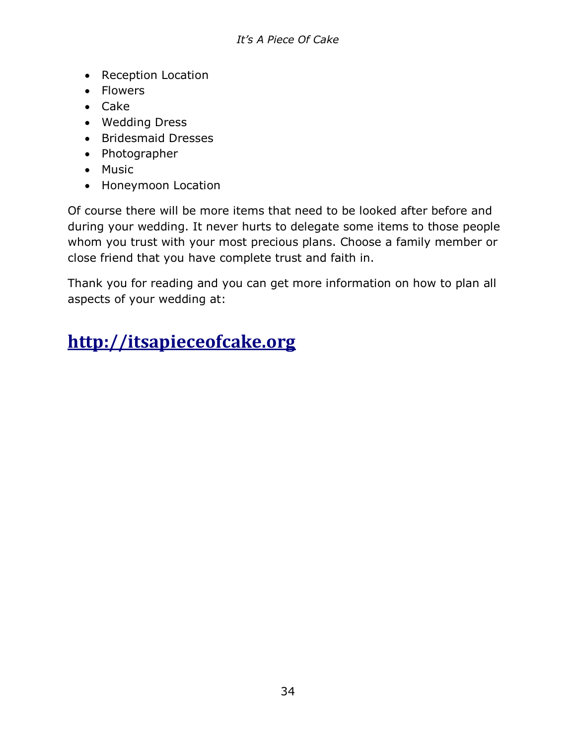- Reception Location
- Flowers
- Cake
- Wedding Dress
- Bridesmaid Dresses
- Photographer
- Music
- Honeymoon Location

Of course there will be more items that need to be looked after before and during your wedding. It never hurts to delegate some items to those people whom you trust with your most precious plans. Choose a family member or close friend that you have complete trust and faith in.

Thank you for reading and you can get more information on how to plan all aspects of your wedding at:

## **[http://itsapieceofcake.org](http://itsapieceofcake.org)**